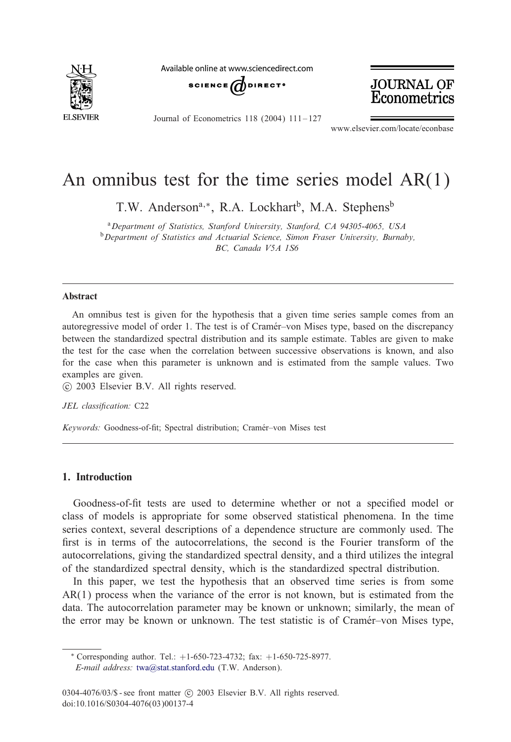# An omnibus test for the time series model AR(1)

T.W. Anderson[a,*], R.A. Lockhart[b], M.A. Stephens[b]

[a] *Department of Statistics, Stanford University, Stanford, CA 94305-4065, USA*

[b] *Department of Statistics and Actuarial Science, Simon Fraser University, Burnaby, BC, Canada V5A 1S6*

---

### Abstract

An omnibus test is given for the hypothesis that a given time series sample comes from an autoregressive model of order 1. The test is of Cramér–von Mises type, based on the discrepancy between the standardized spectral distribution and its sample estimate. Tables are given to make the test for the case when the correlation between successive observations is known, and also for the case when this parameter is unknown and is estimated from the sample values. Two examples are given.

© 2003 Elsevier B.V. All rights reserved.

*JEL classification:* C22

*Keywords:* Goodness-of-fit; Spectral distribution; Cramér–von Mises test

---

## 1. Introduction

Goodness-of-fit tests are used to determine whether or not a specified model or class of models is appropriate for some observed statistical phenomena. In the time series context, several descriptions of a dependence structure are commonly used. The first is in terms of the autocorrelations, the second is the Fourier transform of the autocorrelations, giving the standardized spectral density, and a third utilizes the integral of the standardized spectral density, which is the standardized spectral distribution.

In this paper, we test the hypothesis that an observed time series is from some AR(1) process when the variance of the error is not known, but is estimated from the data. The autocorrelation parameter may be known or unknown; similarly, the mean of the error may be known or unknown. The test statistic is of Cramér–von Mises type,

---

\* Corresponding author. Tel.: +1-650-723-4732; fax: +1-650-725-8977.
*E-mail address:* twa@stat.stanford.edu (T.W. Anderson).

0304-4076/03/$ - see front matter © 2003 Elsevier B.V. All rights reserved.
doi:10.1016/S0304-4076(03)00137-4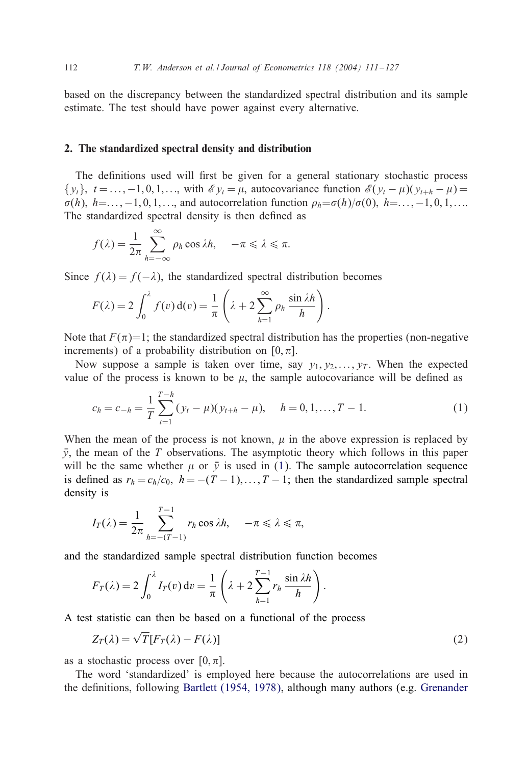based on the discrepancy between the standardized spectral distribution and its sample estimate. The test should have power against every alternative.

## 2. The standardized spectral density and distribution

The definitions used will first be given for a general stationary stochastic process $\{y_t\}$, $t = \ldots, -1, 0, 1, \ldots$, with $\mathscr{E} y_t = \mu$, autocovariance function $\mathscr{E}(y_t - \mu)(y_{t+h} - \mu) = \sigma(h)$, $h = \ldots, -1, 0, 1, \ldots$, and autocorrelation function $\rho_h = \sigma(h)/\sigma(0)$, $h = \ldots, -1, 0, 1, \ldots$. The standardized spectral density is then defined as

$$f(\lambda) = \frac{1}{2\pi} \sum_{h=-\infty}^{\infty} \rho_h \cos \lambda h, \quad -\pi \leqslant \lambda \leqslant \pi.$$

Since $f(\lambda) = f(-\lambda)$, the standardized spectral distribution becomes

$$F(\lambda) = 2 \int_0^{\lambda} f(v) \, \mathrm{d}(v) = \frac{1}{\pi} \left( \lambda + 2 \sum_{h=1}^{\infty} \rho_h \frac{\sin \lambda h}{h} \right).$$

Note that $F(\pi) = 1$; the standardized spectral distribution has the properties (non-negative increments) of a probability distribution on $[0, \pi]$.

Now suppose a sample is taken over time, say $y_1, y_2, \ldots, y_T$. When the expected value of the process is known to be $\mu$, the sample autocovariance will be defined as

$$c_h = c_{-h} = \frac{1}{T} \sum_{t=1}^{T-h} (y_t - \mu)(y_{t+h} - \mu), \quad h = 0, 1, \ldots, T-1. \tag{1}$$

When the mean of the process is not known, $\mu$ in the above expression is replaced by $\bar{y}$, the mean of the $T$ observations. The asymptotic theory which follows in this paper will be the same whether $\mu$ or $\bar{y}$ is used in (1). The sample autocorrelation sequence is defined as $r_h = c_h/c_0$, $h = -(T-1), \ldots, T-1$; then the standardized sample spectral density is

$$I_T(\lambda) = \frac{1}{2\pi} \sum_{h=-(T-1)}^{T-1} r_h \cos \lambda h, \quad -\pi \leqslant \lambda \leqslant \pi,$$

and the standardized sample spectral distribution function becomes

$$F_T(\lambda) = 2 \int_0^{\lambda} I_T(v) \, \mathrm{d}v = \frac{1}{\pi} \left( \lambda + 2 \sum_{h=1}^{T-1} r_h \frac{\sin \lambda h}{h} \right).$$

A test statistic can then be based on a functional of the process

$$Z_T(\lambda) = \sqrt{T}[F_T(\lambda) - F(\lambda)] \tag{2}$$

as a stochastic process over $[0, \pi]$.

The word 'standardized' is employed here because the autocorrelations are used in the definitions, following Bartlett (1954, 1978), although many authors (e.g. Grenander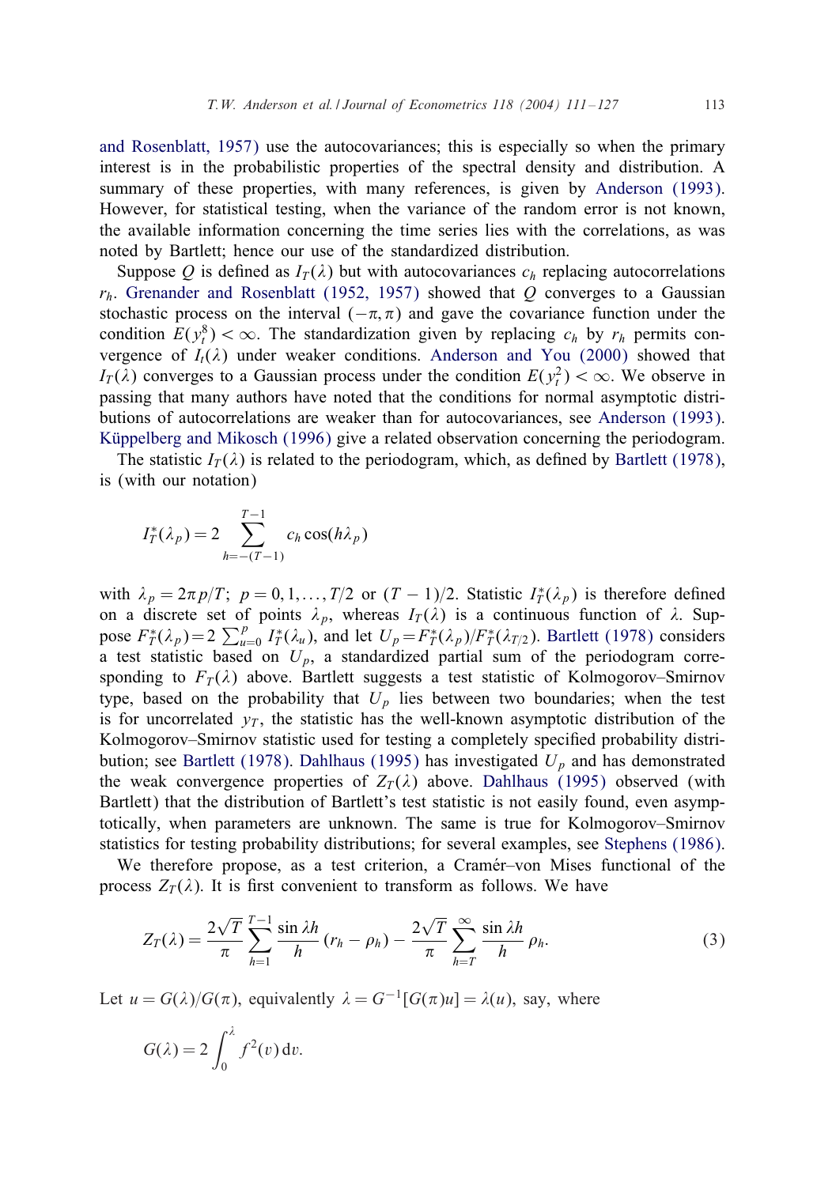and Rosenblatt, 1957) use the autocovariances; this is especially so when the primary interest is in the probabilistic properties of the spectral density and distribution. A summary of these properties, with many references, is given by Anderson (1993). However, for statistical testing, when the variance of the random error is not known, the available information concerning the time series lies with the correlations, as was noted by Bartlett; hence our use of the standardized distribution.

Suppose $Q$ is defined as $I_T(\lambda)$ but with autocovariances $c_h$ replacing autocorrelations $r_h$. Grenander and Rosenblatt (1952, 1957) showed that $Q$ converges to a Gaussian stochastic process on the interval $(-\pi, \pi)$ and gave the covariance function under the condition $E(y_t^8) < \infty$. The standardization given by replacing $c_h$ by $r_h$ permits convergence of $I_t(\lambda)$ under weaker conditions. Anderson and You (2000) showed that $I_T(\lambda)$ converges to a Gaussian process under the condition $E(y_t^2) < \infty$. We observe in passing that many authors have noted that the conditions for normal asymptotic distributions of autocorrelations are weaker than for autocovariances, see Anderson (1993). Küppelberg and Mikosch (1996) give a related observation concerning the periodogram.

The statistic $I_T(\lambda)$ is related to the periodogram, which, as defined by Bartlett (1978), is (with our notation)

$$I_T^*(\lambda_p) = 2 \sum_{h=-(T-1)}^{T-1} c_h \cos(h\lambda_p)$$

with $\lambda_p = 2\pi p/T$; $p = 0, 1, \ldots, T/2$ or $(T-1)/2$. Statistic $I_T^*(\lambda_p)$ is therefore defined on a discrete set of points $\lambda_p$, whereas $I_T(\lambda)$ is a continuous function of $\lambda$. Suppose $F_T^*(\lambda_p) = 2\sum_{u=0}^{p} I_T^*(\lambda_u)$, and let $U_p = F_T^*(\lambda_p)/F_T^*(\lambda_{T/2})$. Bartlett (1978) considers a test statistic based on $U_p$, a standardized partial sum of the periodogram corresponding to $F_T(\lambda)$ above. Bartlett suggests a test statistic of Kolmogorov–Smirnov type, based on the probability that $U_p$ lies between two boundaries; when the test is for uncorrelated $y_T$, the statistic has the well-known asymptotic distribution of the Kolmogorov–Smirnov statistic used for testing a completely specified probability distribution; see Bartlett (1978). Dahlhaus (1995) has investigated $U_p$ and has demonstrated the weak convergence properties of $Z_T(\lambda)$ above. Dahlhaus (1995) observed (with Bartlett) that the distribution of Bartlett's test statistic is not easily found, even asymptotically, when parameters are unknown. The same is true for Kolmogorov–Smirnov statistics for testing probability distributions; for several examples, see Stephens (1986).

We therefore propose, as a test criterion, a Cramér–von Mises functional of the process $Z_T(\lambda)$. It is first convenient to transform as follows. We have

$$Z_T(\lambda) = \frac{2\sqrt{T}}{\pi} \sum_{h=1}^{T-1} \frac{\sin \lambda h}{h} (r_h - \rho_h) - \frac{2\sqrt{T}}{\pi} \sum_{h=T}^{\infty} \frac{\sin \lambda h}{h} \rho_h. \tag{3}$$

Let $u = G(\lambda)/G(\pi)$, equivalently $\lambda = G^{-1}[G(\pi)u] = \lambda(u)$, say, where

$$G(\lambda) = 2 \int_0^{\lambda} f^2(v) \, dv.$$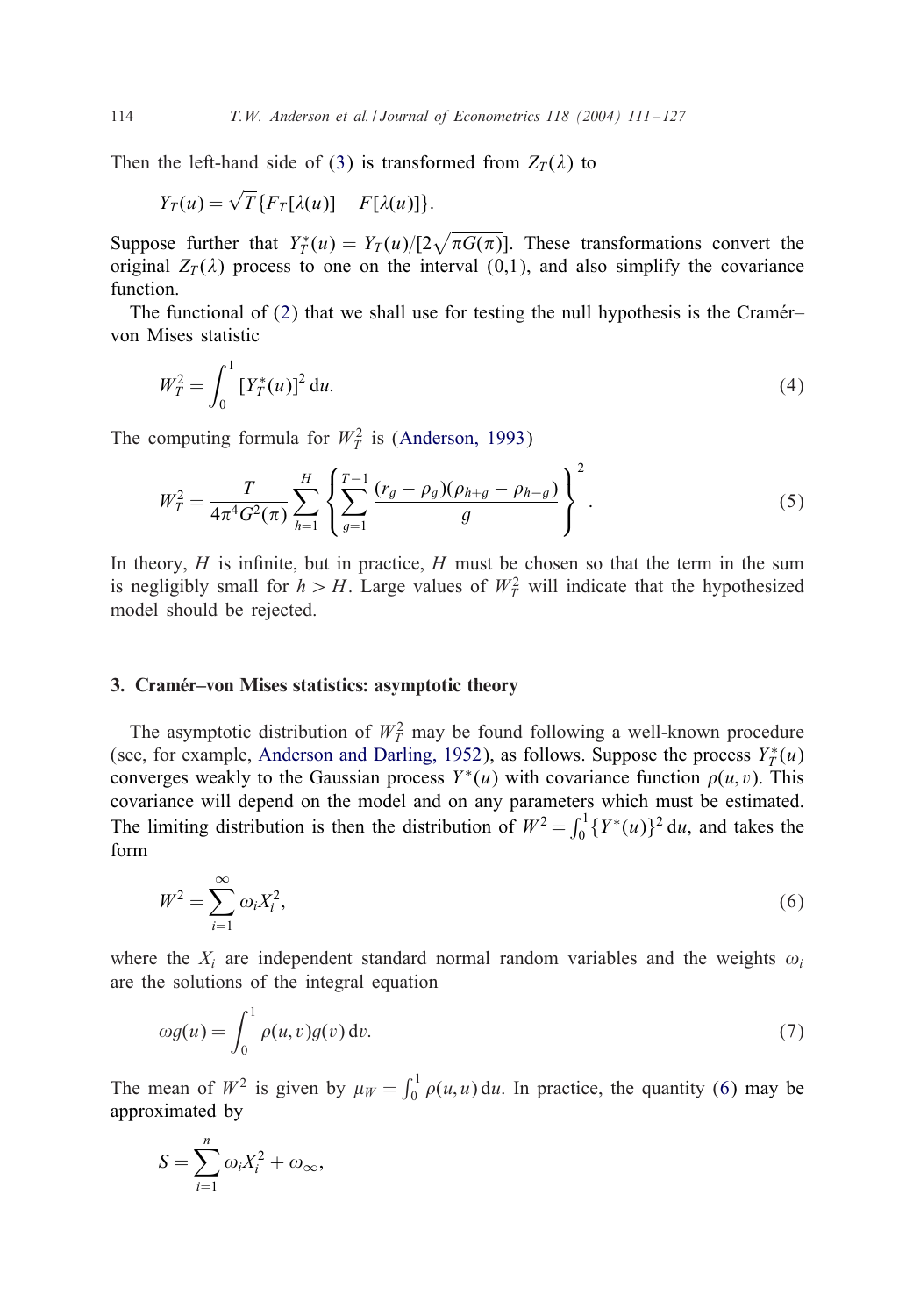Then the left-hand side of (3) is transformed from $Z_T(\lambda)$ to

$$Y_T(u) = \sqrt{T}\{F_T[\lambda(u)] - F[\lambda(u)]\}.$$

Suppose further that $Y_T^*(u) = Y_T(u)/[2\sqrt{\pi G(\pi)}]$. These transformations convert the original $Z_T(\lambda)$ process to one on the interval (0,1), and also simplify the covariance function.

The functional of (2) that we shall use for testing the null hypothesis is the Cramér–von Mises statistic

$$W_T^2 = \int_0^1 [Y_T^*(u)]^2 \, du. \tag{4}$$

The computing formula for $W_T^2$ is (Anderson, 1993)

$$W_T^2 = \frac{T}{4\pi^4 G^2(\pi)} \sum_{h=1}^{H} \left\{ \sum_{g=1}^{T-1} \frac{(r_g - \rho_g)(\rho_{h+g} - \rho_{h-g})}{g} \right\}^2. \tag{5}$$

In theory, $H$ is infinite, but in practice, $H$ must be chosen so that the term in the sum is negligibly small for $h > H$. Large values of $W_T^2$ will indicate that the hypothesized model should be rejected.

## 3. Cramér–von Mises statistics: asymptotic theory

The asymptotic distribution of $W_T^2$ may be found following a well-known procedure (see, for example, Anderson and Darling, 1952), as follows. Suppose the process $Y_T^*(u)$ converges weakly to the Gaussian process $Y^*(u)$ with covariance function $\rho(u,v)$. This covariance will depend on the model and on any parameters which must be estimated. The limiting distribution is then the distribution of $W^2 = \int_0^1 \{Y^*(u)\}^2 \, du$, and takes the form

$$W^2 = \sum_{i=1}^{\infty} \omega_i X_i^2, \tag{6}$$

where the $X_i$ are independent standard normal random variables and the weights $\omega_i$ are the solutions of the integral equation

$$\omega g(u) = \int_0^1 \rho(u,v) g(v) \, dv. \tag{7}$$

The mean of $W^2$ is given by $\mu_W = \int_0^1 \rho(u,u) \, du$. In practice, the quantity (6) may be approximated by

$$S = \sum_{i=1}^{n} \omega_i X_i^2 + \omega_\infty,$$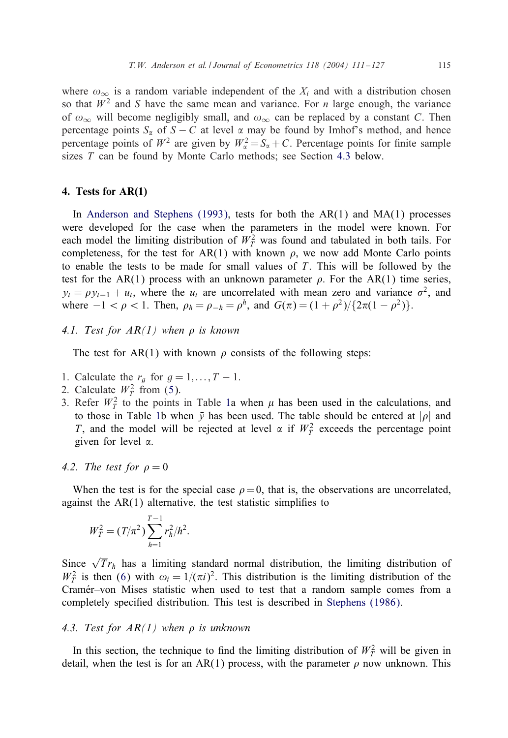where $\omega_\infty$ is a random variable independent of the $X_i$ and with a distribution chosen so that $W^2$ and $S$ have the same mean and variance. For $n$ large enough, the variance of $\omega_\infty$ will become negligibly small, and $\omega_\infty$ can be replaced by a constant $C$. Then percentage points $S_\alpha$ of $S - C$ at level $\alpha$ may be found by Imhof's method, and hence percentage points of $W^2$ are given by $W^2_\alpha = S_\alpha + C$. Percentage points for finite sample sizes $T$ can be found by Monte Carlo methods; see Section 4.3 below.

## 4. Tests for AR(1)

In Anderson and Stephens (1993), tests for both the AR(1) and MA(1) processes were developed for the case when the parameters in the model were known. For each model the limiting distribution of $W^2_T$ was found and tabulated in both tails. For completeness, for the test for AR(1) with known $\rho$, we now add Monte Carlo points to enable the tests to be made for small values of $T$. This will be followed by the test for the AR(1) process with an unknown parameter $\rho$. For the AR(1) time series, $y_t = \rho y_{t-1} + u_t$, where the $u_t$ are uncorrelated with mean zero and variance $\sigma^2$, and where $-1 < \rho < 1$. Then, $\rho_h = \rho_{-h} = \rho^h$, and $G(\pi) = (1+\rho^2)/\{2\pi(1-\rho^2)\}$.

### 4.1. Test for AR(1) when $\rho$ is known

The test for AR(1) with known $\rho$ consists of the following steps:

1. Calculate the $r_g$ for $g = 1, \ldots, T-1$.
2. Calculate $W^2_T$ from (5).
3. Refer $W^2_T$ to the points in Table 1a when $\mu$ has been used in the calculations, and to those in Table 1b when $\bar{y}$ has been used. The table should be entered at $|\rho|$ and $T$, and the model will be rejected at level $\alpha$ if $W^2_T$ exceeds the percentage point given for level $\alpha$.

### 4.2. The test for $\rho = 0$

When the test is for the special case $\rho = 0$, that is, the observations are uncorrelated, against the AR(1) alternative, the test statistic simplifies to

$$W^2_T = (T/\pi^2) \sum_{h=1}^{T-1} r_h^2/h^2.$$

Since $\sqrt{T} r_h$ has a limiting standard normal distribution, the limiting distribution of $W^2_T$ is then (6) with $\omega_i = 1/(\pi i)^2$. This distribution is the limiting distribution of the Cramér–von Mises statistic when used to test that a random sample comes from a completely specified distribution. This test is described in Stephens (1986).

### 4.3. Test for AR(1) when $\rho$ is unknown

In this section, the technique to find the limiting distribution of $W^2_T$ will be given in detail, when the test is for an AR(1) process, with the parameter $\rho$ now unknown. This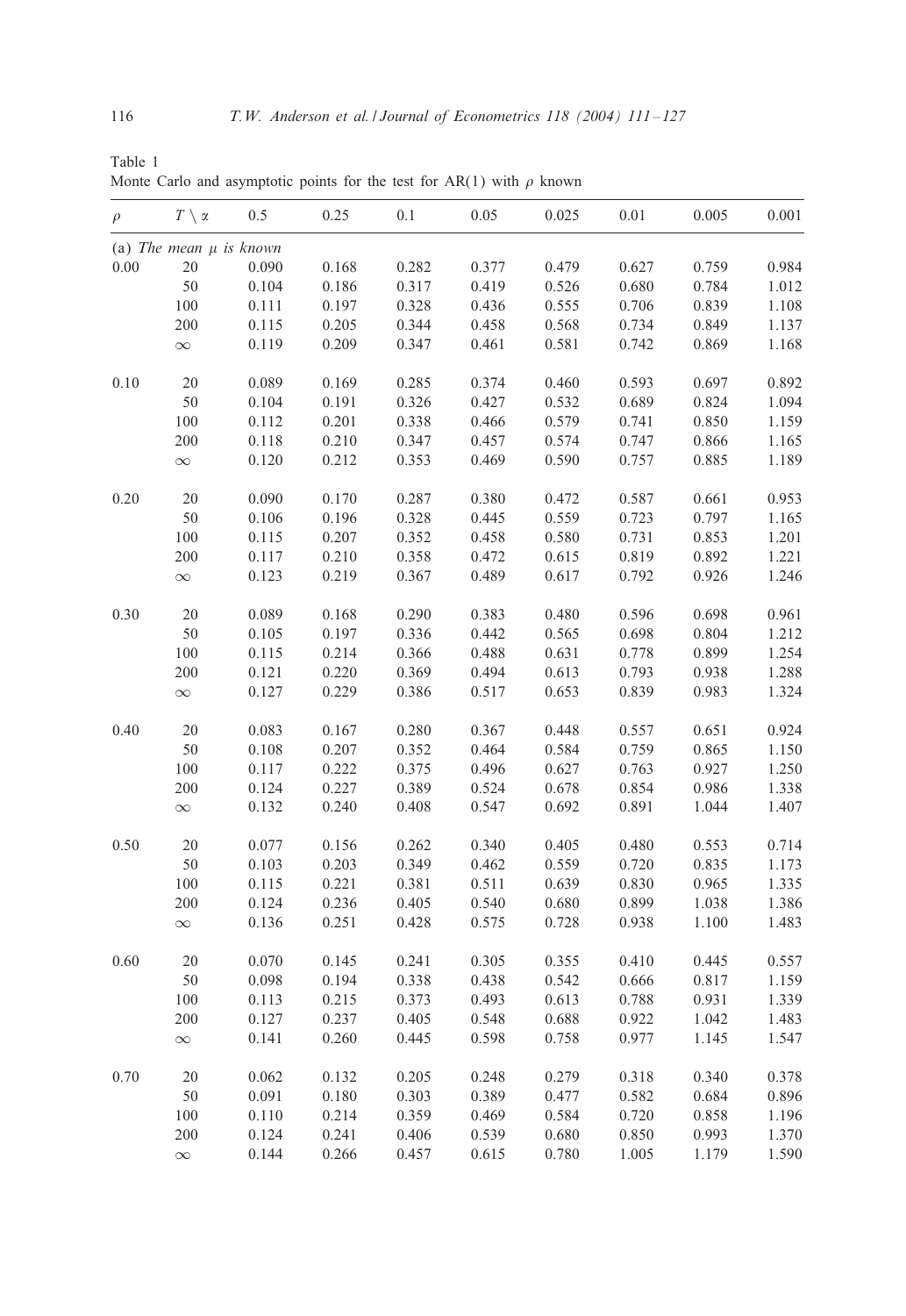Table 1
Monte Carlo and asymptotic points for the test for AR(1) with $\rho$ known

| $\rho$ | $T \setminus \alpha$ | 0.5 | 0.25 | 0.1 | 0.05 | 0.025 | 0.01 | 0.005 | 0.001 |
|---|---|---|---|---|---|---|---|---|---|
| (a) *The mean* $\mu$ *is known* | | | | | | | | | |
| 0.00 | 20 | 0.090 | 0.168 | 0.282 | 0.377 | 0.479 | 0.627 | 0.759 | 0.984 |
| | 50 | 0.104 | 0.186 | 0.317 | 0.419 | 0.526 | 0.680 | 0.784 | 1.012 |
| | 100 | 0.111 | 0.197 | 0.328 | 0.436 | 0.555 | 0.706 | 0.839 | 1.108 |
| | 200 | 0.115 | 0.205 | 0.344 | 0.458 | 0.568 | 0.734 | 0.849 | 1.137 |
| | $\infty$ | 0.119 | 0.209 | 0.347 | 0.461 | 0.581 | 0.742 | 0.869 | 1.168 |
| 0.10 | 20 | 0.089 | 0.169 | 0.285 | 0.374 | 0.460 | 0.593 | 0.697 | 0.892 |
| | 50 | 0.104 | 0.191 | 0.326 | 0.427 | 0.532 | 0.689 | 0.824 | 1.094 |
| | 100 | 0.112 | 0.201 | 0.338 | 0.466 | 0.579 | 0.741 | 0.850 | 1.159 |
| | 200 | 0.118 | 0.210 | 0.347 | 0.457 | 0.574 | 0.747 | 0.866 | 1.165 |
| | $\infty$ | 0.120 | 0.212 | 0.353 | 0.469 | 0.590 | 0.757 | 0.885 | 1.189 |
| 0.20 | 20 | 0.090 | 0.170 | 0.287 | 0.380 | 0.472 | 0.587 | 0.661 | 0.953 |
| | 50 | 0.106 | 0.196 | 0.328 | 0.445 | 0.559 | 0.723 | 0.797 | 1.165 |
| | 100 | 0.115 | 0.207 | 0.352 | 0.458 | 0.580 | 0.731 | 0.853 | 1.201 |
| | 200 | 0.117 | 0.210 | 0.358 | 0.472 | 0.615 | 0.819 | 0.892 | 1.221 |
| | $\infty$ | 0.123 | 0.219 | 0.367 | 0.489 | 0.617 | 0.792 | 0.926 | 1.246 |
| 0.30 | 20 | 0.089 | 0.168 | 0.290 | 0.383 | 0.480 | 0.596 | 0.698 | 0.961 |
| | 50 | 0.105 | 0.197 | 0.336 | 0.442 | 0.565 | 0.698 | 0.804 | 1.212 |
| | 100 | 0.115 | 0.214 | 0.366 | 0.488 | 0.631 | 0.778 | 0.899 | 1.254 |
| | 200 | 0.121 | 0.220 | 0.369 | 0.494 | 0.613 | 0.793 | 0.938 | 1.288 |
| | $\infty$ | 0.127 | 0.229 | 0.386 | 0.517 | 0.653 | 0.839 | 0.983 | 1.324 |
| 0.40 | 20 | 0.083 | 0.167 | 0.280 | 0.367 | 0.448 | 0.557 | 0.651 | 0.924 |
| | 50 | 0.108 | 0.207 | 0.352 | 0.464 | 0.584 | 0.759 | 0.865 | 1.150 |
| | 100 | 0.117 | 0.222 | 0.375 | 0.496 | 0.627 | 0.763 | 0.927 | 1.250 |
| | 200 | 0.124 | 0.227 | 0.389 | 0.524 | 0.678 | 0.854 | 0.986 | 1.338 |
| | $\infty$ | 0.132 | 0.240 | 0.408 | 0.547 | 0.692 | 0.891 | 1.044 | 1.407 |
| 0.50 | 20 | 0.077 | 0.156 | 0.262 | 0.340 | 0.405 | 0.480 | 0.553 | 0.714 |
| | 50 | 0.103 | 0.203 | 0.349 | 0.462 | 0.559 | 0.720 | 0.835 | 1.173 |
| | 100 | 0.115 | 0.221 | 0.381 | 0.511 | 0.639 | 0.830 | 0.965 | 1.335 |
| | 200 | 0.124 | 0.236 | 0.405 | 0.540 | 0.680 | 0.899 | 1.038 | 1.386 |
| | $\infty$ | 0.136 | 0.251 | 0.428 | 0.575 | 0.728 | 0.938 | 1.100 | 1.483 |
| 0.60 | 20 | 0.070 | 0.145 | 0.241 | 0.305 | 0.355 | 0.410 | 0.445 | 0.557 |
| | 50 | 0.098 | 0.194 | 0.338 | 0.438 | 0.542 | 0.666 | 0.817 | 1.159 |
| | 100 | 0.113 | 0.215 | 0.373 | 0.493 | 0.613 | 0.788 | 0.931 | 1.339 |
| | 200 | 0.127 | 0.237 | 0.405 | 0.548 | 0.688 | 0.922 | 1.042 | 1.483 |
| | $\infty$ | 0.141 | 0.260 | 0.445 | 0.598 | 0.758 | 0.977 | 1.145 | 1.547 |
| 0.70 | 20 | 0.062 | 0.132 | 0.205 | 0.248 | 0.279 | 0.318 | 0.340 | 0.378 |
| | 50 | 0.091 | 0.180 | 0.303 | 0.389 | 0.477 | 0.582 | 0.684 | 0.896 |
| | 100 | 0.110 | 0.214 | 0.359 | 0.469 | 0.584 | 0.720 | 0.858 | 1.196 |
| | 200 | 0.124 | 0.241 | 0.406 | 0.539 | 0.680 | 0.850 | 0.993 | 1.370 |
| | $\infty$ | 0.144 | 0.266 | 0.457 | 0.615 | 0.780 | 1.005 | 1.179 | 1.590 |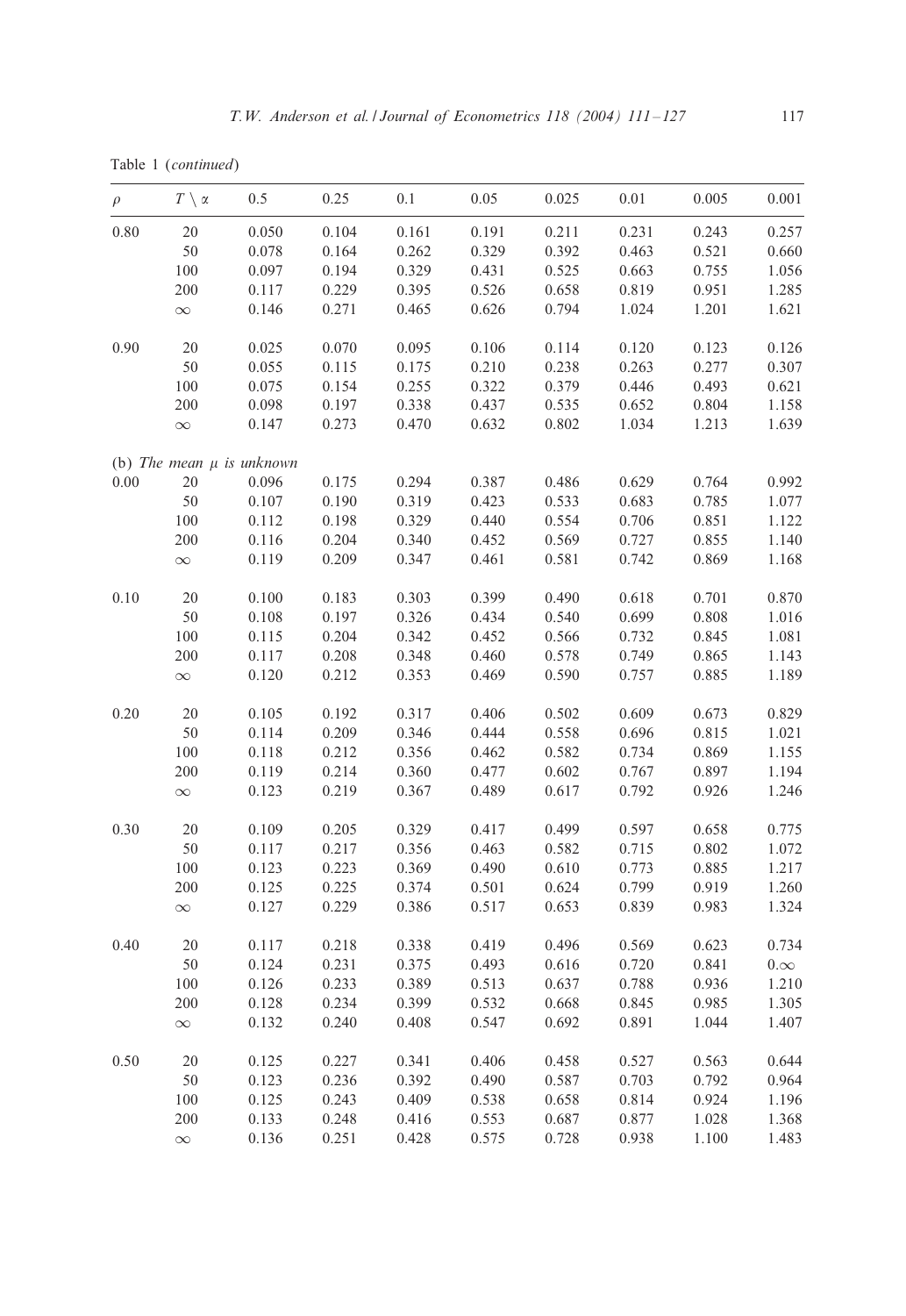Table 1 (*continued*)

| $\rho$ | $T \setminus \alpha$ | 0.5 | 0.25 | 0.1 | 0.05 | 0.025 | 0.01 | 0.005 | 0.001 |
|---|---|---|---|---|---|---|---|---|---|
| 0.80 | 20 | 0.050 | 0.104 | 0.161 | 0.191 | 0.211 | 0.231 | 0.243 | 0.257 |
| | 50 | 0.078 | 0.164 | 0.262 | 0.329 | 0.392 | 0.463 | 0.521 | 0.660 |
| | 100 | 0.097 | 0.194 | 0.329 | 0.431 | 0.525 | 0.663 | 0.755 | 1.056 |
| | 200 | 0.117 | 0.229 | 0.395 | 0.526 | 0.658 | 0.819 | 0.951 | 1.285 |
| | $\infty$ | 0.146 | 0.271 | 0.465 | 0.626 | 0.794 | 1.024 | 1.201 | 1.621 |
| 0.90 | 20 | 0.025 | 0.070 | 0.095 | 0.106 | 0.114 | 0.120 | 0.123 | 0.126 |
| | 50 | 0.055 | 0.115 | 0.175 | 0.210 | 0.238 | 0.263 | 0.277 | 0.307 |
| | 100 | 0.075 | 0.154 | 0.255 | 0.322 | 0.379 | 0.446 | 0.493 | 0.621 |
| | 200 | 0.098 | 0.197 | 0.338 | 0.437 | 0.535 | 0.652 | 0.804 | 1.158 |
| | $\infty$ | 0.147 | 0.273 | 0.470 | 0.632 | 0.802 | 1.034 | 1.213 | 1.639 |
| (b) *The mean $\mu$ is unknown* | | | | | | | | | |
| 0.00 | 20 | 0.096 | 0.175 | 0.294 | 0.387 | 0.486 | 0.629 | 0.764 | 0.992 |
| | 50 | 0.107 | 0.190 | 0.319 | 0.423 | 0.533 | 0.683 | 0.785 | 1.077 |
| | 100 | 0.112 | 0.198 | 0.329 | 0.440 | 0.554 | 0.706 | 0.851 | 1.122 |
| | 200 | 0.116 | 0.204 | 0.340 | 0.452 | 0.569 | 0.727 | 0.855 | 1.140 |
| | $\infty$ | 0.119 | 0.209 | 0.347 | 0.461 | 0.581 | 0.742 | 0.869 | 1.168 |
| 0.10 | 20 | 0.100 | 0.183 | 0.303 | 0.399 | 0.490 | 0.618 | 0.701 | 0.870 |
| | 50 | 0.108 | 0.197 | 0.326 | 0.434 | 0.540 | 0.699 | 0.808 | 1.016 |
| | 100 | 0.115 | 0.204 | 0.342 | 0.452 | 0.566 | 0.732 | 0.845 | 1.081 |
| | 200 | 0.117 | 0.208 | 0.348 | 0.460 | 0.578 | 0.749 | 0.865 | 1.143 |
| | $\infty$ | 0.120 | 0.212 | 0.353 | 0.469 | 0.590 | 0.757 | 0.885 | 1.189 |
| 0.20 | 20 | 0.105 | 0.192 | 0.317 | 0.406 | 0.502 | 0.609 | 0.673 | 0.829 |
| | 50 | 0.114 | 0.209 | 0.346 | 0.444 | 0.558 | 0.696 | 0.815 | 1.021 |
| | 100 | 0.118 | 0.212 | 0.356 | 0.462 | 0.582 | 0.734 | 0.869 | 1.155 |
| | 200 | 0.119 | 0.214 | 0.360 | 0.477 | 0.602 | 0.767 | 0.897 | 1.194 |
| | $\infty$ | 0.123 | 0.219 | 0.367 | 0.489 | 0.617 | 0.792 | 0.926 | 1.246 |
| 0.30 | 20 | 0.109 | 0.205 | 0.329 | 0.417 | 0.499 | 0.597 | 0.658 | 0.775 |
| | 50 | 0.117 | 0.217 | 0.356 | 0.463 | 0.582 | 0.715 | 0.802 | 1.072 |
| | 100 | 0.123 | 0.223 | 0.369 | 0.490 | 0.610 | 0.773 | 0.885 | 1.217 |
| | 200 | 0.125 | 0.225 | 0.374 | 0.501 | 0.624 | 0.799 | 0.919 | 1.260 |
| | $\infty$ | 0.127 | 0.229 | 0.386 | 0.517 | 0.653 | 0.839 | 0.983 | 1.324 |
| 0.40 | 20 | 0.117 | 0.218 | 0.338 | 0.419 | 0.496 | 0.569 | 0.623 | 0.734 |
| | 50 | 0.124 | 0.231 | 0.375 | 0.493 | 0.616 | 0.720 | 0.841 | $0.\infty$ |
| | 100 | 0.126 | 0.233 | 0.389 | 0.513 | 0.637 | 0.788 | 0.936 | 1.210 |
| | 200 | 0.128 | 0.234 | 0.399 | 0.532 | 0.668 | 0.845 | 0.985 | 1.305 |
| | $\infty$ | 0.132 | 0.240 | 0.408 | 0.547 | 0.692 | 0.891 | 1.044 | 1.407 |
| 0.50 | 20 | 0.125 | 0.227 | 0.341 | 0.406 | 0.458 | 0.527 | 0.563 | 0.644 |
| | 50 | 0.123 | 0.236 | 0.392 | 0.490 | 0.587 | 0.703 | 0.792 | 0.964 |
| | 100 | 0.125 | 0.243 | 0.409 | 0.538 | 0.658 | 0.814 | 0.924 | 1.196 |
| | 200 | 0.133 | 0.248 | 0.416 | 0.553 | 0.687 | 0.877 | 1.028 | 1.368 |
| | $\infty$ | 0.136 | 0.251 | 0.428 | 0.575 | 0.728 | 0.938 | 1.100 | 1.483 |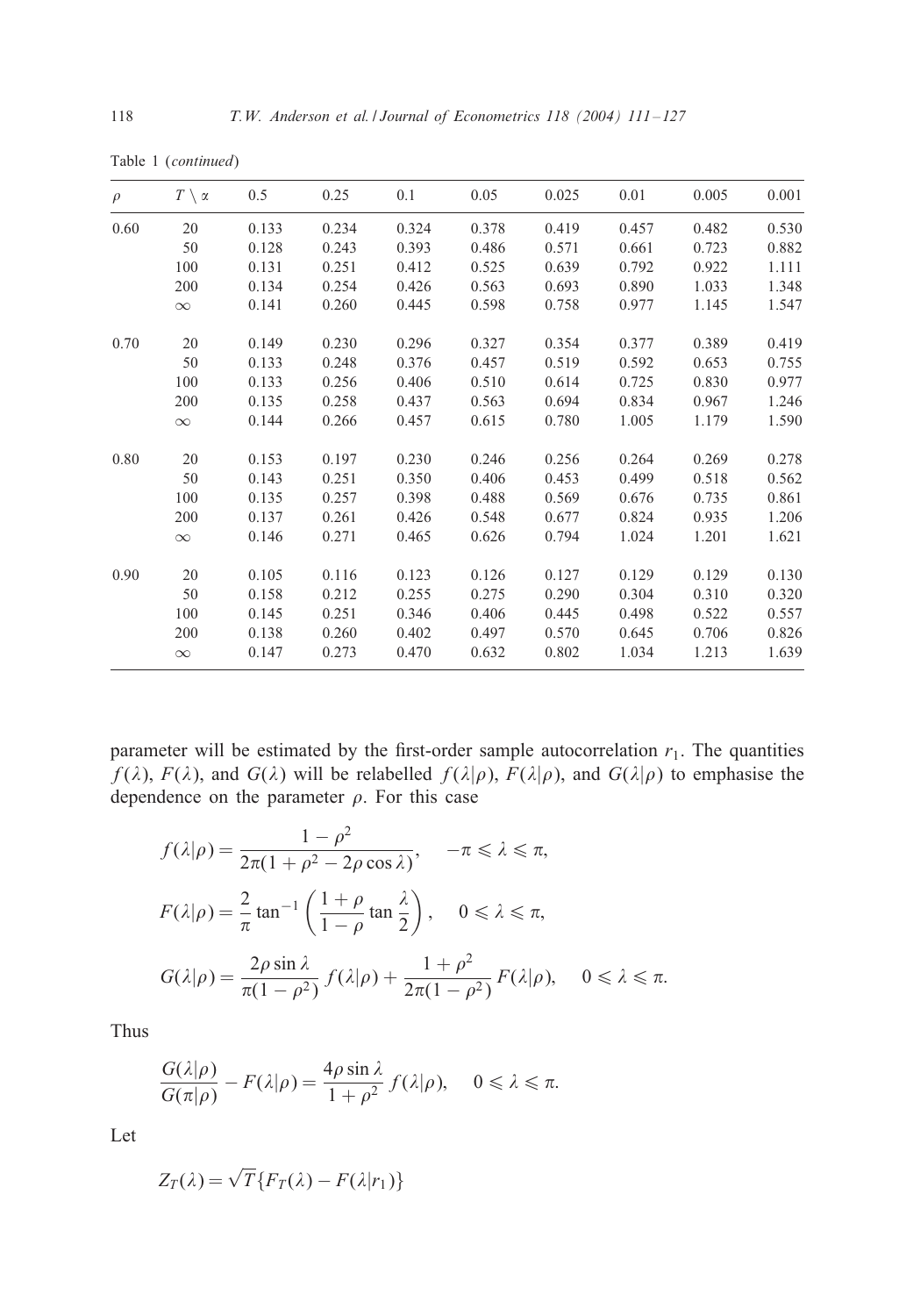Table 1 (*continued*)

| $\rho$ | $T \setminus \alpha$ | 0.5 | 0.25 | 0.1 | 0.05 | 0.025 | 0.01 | 0.005 | 0.001 |
|---|---|---|---|---|---|---|---|---|---|
| 0.60 | 20 | 0.133 | 0.234 | 0.324 | 0.378 | 0.419 | 0.457 | 0.482 | 0.530 |
| | 50 | 0.128 | 0.243 | 0.393 | 0.486 | 0.571 | 0.661 | 0.723 | 0.882 |
| | 100 | 0.131 | 0.251 | 0.412 | 0.525 | 0.639 | 0.792 | 0.922 | 1.111 |
| | 200 | 0.134 | 0.254 | 0.426 | 0.563 | 0.693 | 0.890 | 1.033 | 1.348 |
| | $\infty$ | 0.141 | 0.260 | 0.445 | 0.598 | 0.758 | 0.977 | 1.145 | 1.547 |
| 0.70 | 20 | 0.149 | 0.230 | 0.296 | 0.327 | 0.354 | 0.377 | 0.389 | 0.419 |
| | 50 | 0.133 | 0.248 | 0.376 | 0.457 | 0.519 | 0.592 | 0.653 | 0.755 |
| | 100 | 0.133 | 0.256 | 0.406 | 0.510 | 0.614 | 0.725 | 0.830 | 0.977 |
| | 200 | 0.135 | 0.258 | 0.437 | 0.563 | 0.694 | 0.834 | 0.967 | 1.246 |
| | $\infty$ | 0.144 | 0.266 | 0.457 | 0.615 | 0.780 | 1.005 | 1.179 | 1.590 |
| 0.80 | 20 | 0.153 | 0.197 | 0.230 | 0.246 | 0.256 | 0.264 | 0.269 | 0.278 |
| | 50 | 0.143 | 0.251 | 0.350 | 0.406 | 0.453 | 0.499 | 0.518 | 0.562 |
| | 100 | 0.135 | 0.257 | 0.398 | 0.488 | 0.569 | 0.676 | 0.735 | 0.861 |
| | 200 | 0.137 | 0.261 | 0.426 | 0.548 | 0.677 | 0.824 | 0.935 | 1.206 |
| | $\infty$ | 0.146 | 0.271 | 0.465 | 0.626 | 0.794 | 1.024 | 1.201 | 1.621 |
| 0.90 | 20 | 0.105 | 0.116 | 0.123 | 0.126 | 0.127 | 0.129 | 0.129 | 0.130 |
| | 50 | 0.158 | 0.212 | 0.255 | 0.275 | 0.290 | 0.304 | 0.310 | 0.320 |
| | 100 | 0.145 | 0.251 | 0.346 | 0.406 | 0.445 | 0.498 | 0.522 | 0.557 |
| | 200 | 0.138 | 0.260 | 0.402 | 0.497 | 0.570 | 0.645 | 0.706 | 0.826 |
| | $\infty$ | 0.147 | 0.273 | 0.470 | 0.632 | 0.802 | 1.034 | 1.213 | 1.639 |

parameter will be estimated by the first-order sample autocorrelation $r_1$. The quantities $f(\lambda)$, $F(\lambda)$, and $G(\lambda)$ will be relabelled $f(\lambda|\rho)$, $F(\lambda|\rho)$, and $G(\lambda|\rho)$ to emphasise the dependence on the parameter $\rho$. For this case

$$f(\lambda|\rho) = \frac{1-\rho^2}{2\pi(1+\rho^2-2\rho\cos\lambda)}, \quad -\pi \leqslant \lambda \leqslant \pi,$$

$$F(\lambda|\rho) = \frac{2}{\pi}\tan^{-1}\left(\frac{1+\rho}{1-\rho}\tan\frac{\lambda}{2}\right), \quad 0 \leqslant \lambda \leqslant \pi,$$

$$G(\lambda|\rho) = \frac{2\rho\sin\lambda}{\pi(1-\rho^2)}f(\lambda|\rho) + \frac{1+\rho^2}{2\pi(1-\rho^2)}F(\lambda|\rho), \quad 0 \leqslant \lambda \leqslant \pi.$$

Thus

$$\frac{G(\lambda|\rho)}{G(\pi|\rho)} - F(\lambda|\rho) = \frac{4\rho\sin\lambda}{1+\rho^2}f(\lambda|\rho), \quad 0 \leqslant \lambda \leqslant \pi.$$

Let

$$Z_T(\lambda) = \sqrt{T}\{F_T(\lambda) - F(\lambda|r_1)\}$$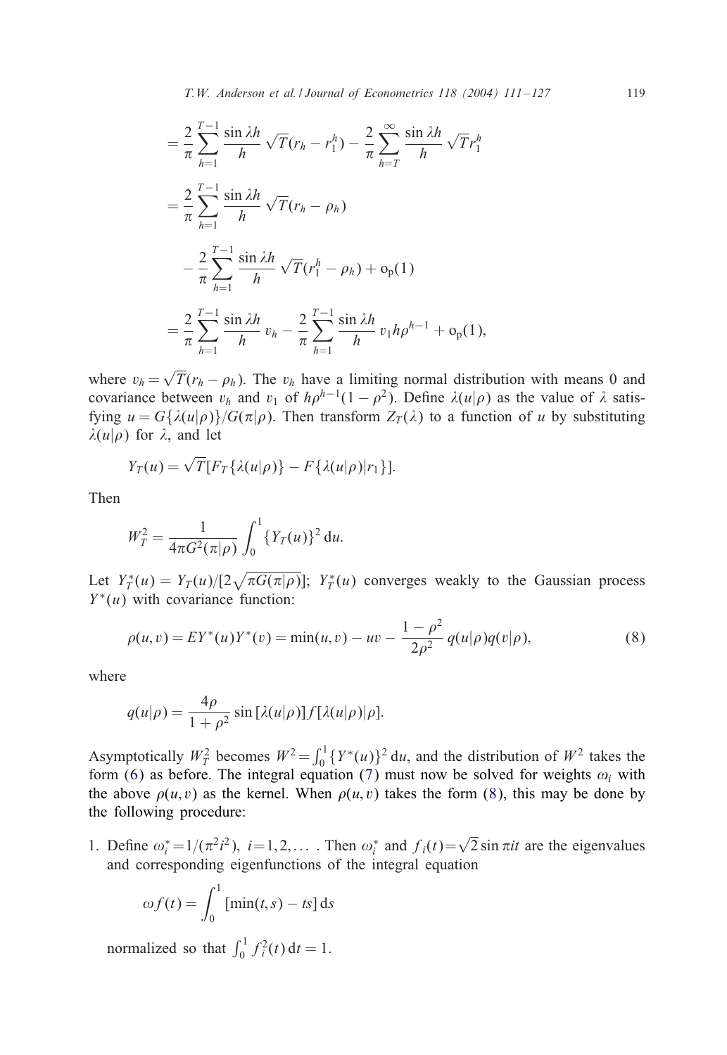$$= \frac{2}{\pi} \sum_{h=1}^{T-1} \frac{\sin \lambda h}{h} \sqrt{T}(r_h - r_1^h) - \frac{2}{\pi} \sum_{h=T}^{\infty} \frac{\sin \lambda h}{h} \sqrt{T} r_1^h$$

$$= \frac{2}{\pi} \sum_{h=1}^{T-1} \frac{\sin \lambda h}{h} \sqrt{T}(r_h - \rho_h)$$

$$- \frac{2}{\pi} \sum_{h=1}^{T-1} \frac{\sin \lambda h}{h} \sqrt{T}(r_1^h - \rho_h) + \mathrm{o_p}(1)$$

$$= \frac{2}{\pi} \sum_{h=1}^{T-1} \frac{\sin \lambda h}{h} v_h - \frac{2}{\pi} \sum_{h=1}^{T-1} \frac{\sin \lambda h}{h} v_1 h \rho^{h-1} + \mathrm{o_p}(1),$$

where $v_h = \sqrt{T}(r_h - \rho_h)$. The $v_h$ have a limiting normal distribution with means 0 and covariance between $v_h$ and $v_1$ of $h\rho^{h-1}(1-\rho^2)$. Define $\lambda(u|\rho)$ as the value of $\lambda$ satisfying $u = G\{\lambda(u|\rho)\}/G(\pi|\rho)$. Then transform $Z_T(\lambda)$ to a function of $u$ by substituting $\lambda(u|\rho)$ for $\lambda$, and let

$$Y_T(u) = \sqrt{T}[F_T\{\lambda(u|\rho)\} - F\{\lambda(u|\rho)|r_1\}].$$

Then

$$W_T^2 = \frac{1}{4\pi G^2(\pi|\rho)} \int_0^1 \{Y_T(u)\}^2 \, \mathrm{d}u.$$

Let $Y_T^*(u) = Y_T(u)/[2\sqrt{\pi G(\pi|\rho)}]$; $Y_T^*(u)$ converges weakly to the Gaussian process $Y^*(u)$ with covariance function:

$$\rho(u,v) = EY^*(u)Y^*(v) = \min(u,v) - uv - \frac{1-\rho^2}{2\rho^2} q(u|\rho)q(v|\rho), \tag{8}$$

where

$$q(u|\rho) = \frac{4\rho}{1+\rho^2} \sin[\lambda(u|\rho)] f[\lambda(u|\rho)|\rho].$$

Asymptotically $W_T^2$ becomes $W^2 = \int_0^1 \{Y^*(u)\}^2 \, \mathrm{d}u$, and the distribution of $W^2$ takes the form (6) as before. The integral equation (7) must now be solved for weights $\omega_i$ with the above $\rho(u,v)$ as the kernel. When $\rho(u,v)$ takes the form (8), this may be done by the following procedure:

1. Define $\omega_i^* = 1/(\pi^2 i^2)$, $i = 1, 2, \ldots$ . Then $\omega_i^*$ and $f_i(t) = \sqrt{2} \sin \pi i t$ are the eigenvalues and corresponding eigenfunctions of the integral equation

$$\omega f(t) = \int_0^1 [\min(t,s) - ts] \, \mathrm{d}s$$

normalized so that $\int_0^1 f_i^2(t) \, \mathrm{d}t = 1$.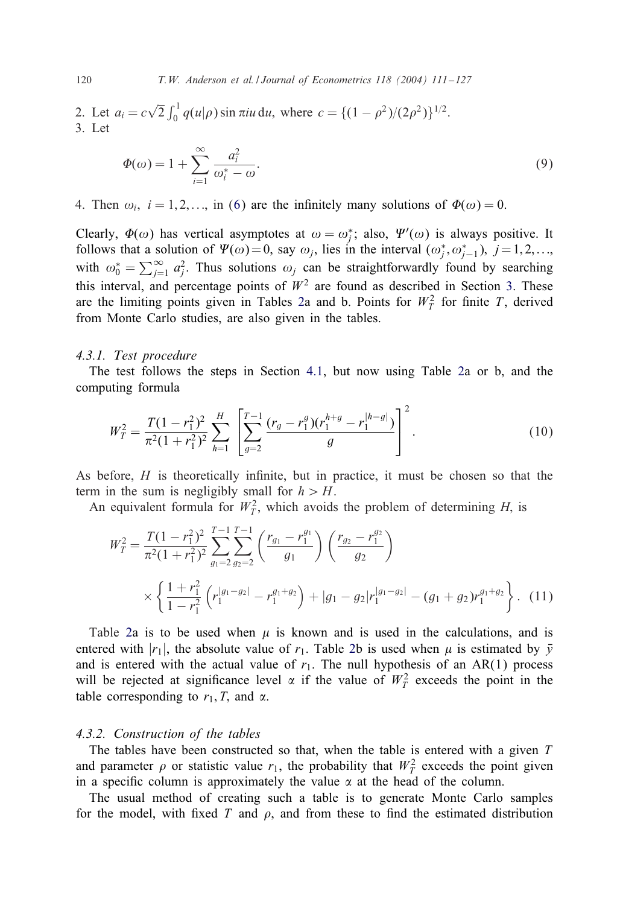2. Let $a_i = c\sqrt{2}\int_0^1 q(u|\rho)\sin \pi i u \, du$, where $c = \{(1-\rho^2)/(2\rho^2)\}^{1/2}$.
3. Let

$$\Phi(\omega) = 1 + \sum_{i=1}^{\infty} \frac{a_i^2}{\omega_i^* - \omega}. \tag{9}$$

4. Then $\omega_i$, $i = 1, 2, \ldots$, in (6) are the infinitely many solutions of $\Phi(\omega) = 0$.

Clearly, $\Phi(\omega)$ has vertical asymptotes at $\omega = \omega_j^*$; also, $\Psi'(\omega)$ is always positive. It follows that a solution of $\Psi(\omega) = 0$, say $\omega_j$, lies in the interval $(\omega_j^*, \omega_{j-1}^*)$, $j = 1, 2, \ldots$, with $\omega_0^* = \sum_{j=1}^{\infty} a_j^2$. Thus solutions $\omega_j$ can be straightforwardly found by searching this interval, and percentage points of $W^2$ are found as described in Section 3. These are the limiting points given in Tables 2a and b. Points for $W_T^2$ for finite $T$, derived from Monte Carlo studies, are also given in the tables.

#### 4.3.1. Test procedure

The test follows the steps in Section 4.1, but now using Table 2a or b, and the computing formula

$$W_T^2 = \frac{T(1-r_1^2)^2}{\pi^2(1+r_1^2)^2} \sum_{h=1}^{H} \left[ \sum_{g=2}^{T-1} \frac{(r_g - r_1^g)(r_1^{h+g} - r_1^{|h-g|})}{g} \right]^2. \tag{10}$$

As before, $H$ is theoretically infinite, but in practice, it must be chosen so that the term in the sum is negligibly small for $h > H$.

An equivalent formula for $W_T^2$, which avoids the problem of determining $H$, is

$$W_T^2 = \frac{T(1-r_1^2)^2}{\pi^2(1+r_1^2)^2} \sum_{g_1=2}^{T-1} \sum_{g_2=2}^{T-1} \left( \frac{r_{g_1} - r_1^{g_1}}{g_1} \right) \left( \frac{r_{g_2} - r_1^{g_2}}{g_2} \right)$$
$$\times \left\{ \frac{1+r_1^2}{1-r_1^2} \left( r_1^{|g_1-g_2|} - r_1^{g_1+g_2} \right) + |g_1 - g_2| r_1^{|g_1-g_2|} - (g_1+g_2) r_1^{g_1+g_2} \right\}. \tag{11}$$

Table 2a is to be used when $\mu$ is known and is used in the calculations, and is entered with $|r_1|$, the absolute value of $r_1$. Table 2b is used when $\mu$ is estimated by $\bar{y}$ and is entered with the actual value of $r_1$. The null hypothesis of an AR(1) process will be rejected at significance level $\alpha$ if the value of $W_T^2$ exceeds the point in the table corresponding to $r_1, T$, and $\alpha$.

#### 4.3.2. Construction of the tables

The tables have been constructed so that, when the table is entered with a given $T$ and parameter $\rho$ or statistic value $r_1$, the probability that $W_T^2$ exceeds the point given in a specific column is approximately the value $\alpha$ at the head of the column.

The usual method of creating such a table is to generate Monte Carlo samples for the model, with fixed $T$ and $\rho$, and from these to find the estimated distribution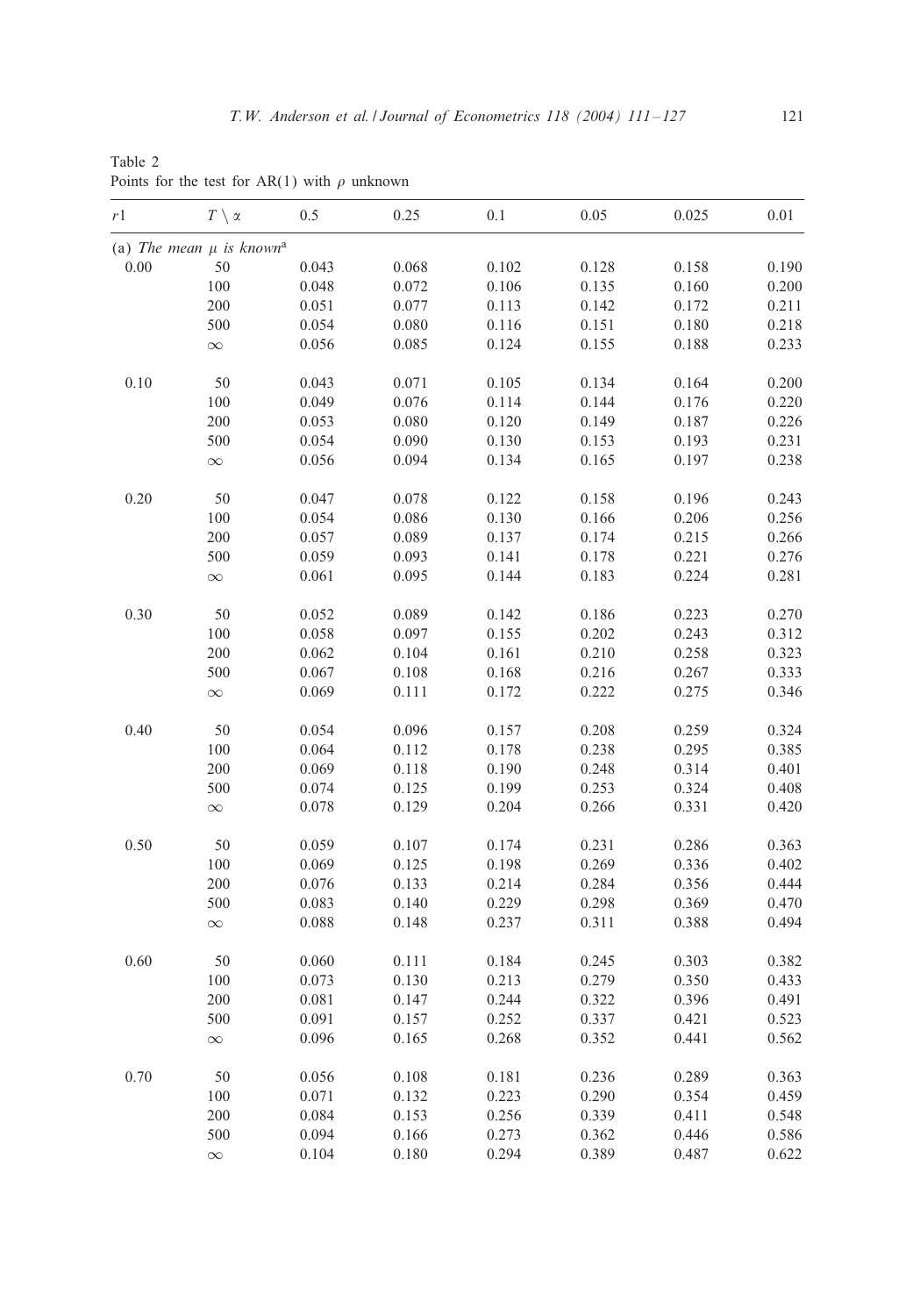Table 2
Points for the test for AR(1) with $\rho$ unknown

| $r1$ | $T \setminus \alpha$ | 0.5 | 0.25 | 0.1 | 0.05 | 0.025 | 0.01 |
|---|---|---|---|---|---|---|---|
| (a) *The mean $\mu$ is known*[a] | | | | | | | |
| 0.00 | 50 | 0.043 | 0.068 | 0.102 | 0.128 | 0.158 | 0.190 |
| | 100 | 0.048 | 0.072 | 0.106 | 0.135 | 0.160 | 0.200 |
| | 200 | 0.051 | 0.077 | 0.113 | 0.142 | 0.172 | 0.211 |
| | 500 | 0.054 | 0.080 | 0.116 | 0.151 | 0.180 | 0.218 |
| | $\infty$ | 0.056 | 0.085 | 0.124 | 0.155 | 0.188 | 0.233 |
| 0.10 | 50 | 0.043 | 0.071 | 0.105 | 0.134 | 0.164 | 0.200 |
| | 100 | 0.049 | 0.076 | 0.114 | 0.144 | 0.176 | 0.220 |
| | 200 | 0.053 | 0.080 | 0.120 | 0.149 | 0.187 | 0.226 |
| | 500 | 0.054 | 0.090 | 0.130 | 0.153 | 0.193 | 0.231 |
| | $\infty$ | 0.056 | 0.094 | 0.134 | 0.165 | 0.197 | 0.238 |
| 0.20 | 50 | 0.047 | 0.078 | 0.122 | 0.158 | 0.196 | 0.243 |
| | 100 | 0.054 | 0.086 | 0.130 | 0.166 | 0.206 | 0.256 |
| | 200 | 0.057 | 0.089 | 0.137 | 0.174 | 0.215 | 0.266 |
| | 500 | 0.059 | 0.093 | 0.141 | 0.178 | 0.221 | 0.276 |
| | $\infty$ | 0.061 | 0.095 | 0.144 | 0.183 | 0.224 | 0.281 |
| 0.30 | 50 | 0.052 | 0.089 | 0.142 | 0.186 | 0.223 | 0.270 |
| | 100 | 0.058 | 0.097 | 0.155 | 0.202 | 0.243 | 0.312 |
| | 200 | 0.062 | 0.104 | 0.161 | 0.210 | 0.258 | 0.323 |
| | 500 | 0.067 | 0.108 | 0.168 | 0.216 | 0.267 | 0.333 |
| | $\infty$ | 0.069 | 0.111 | 0.172 | 0.222 | 0.275 | 0.346 |
| 0.40 | 50 | 0.054 | 0.096 | 0.157 | 0.208 | 0.259 | 0.324 |
| | 100 | 0.064 | 0.112 | 0.178 | 0.238 | 0.295 | 0.385 |
| | 200 | 0.069 | 0.118 | 0.190 | 0.248 | 0.314 | 0.401 |
| | 500 | 0.074 | 0.125 | 0.199 | 0.253 | 0.324 | 0.408 |
| | $\infty$ | 0.078 | 0.129 | 0.204 | 0.266 | 0.331 | 0.420 |
| 0.50 | 50 | 0.059 | 0.107 | 0.174 | 0.231 | 0.286 | 0.363 |
| | 100 | 0.069 | 0.125 | 0.198 | 0.269 | 0.336 | 0.402 |
| | 200 | 0.076 | 0.133 | 0.214 | 0.284 | 0.356 | 0.444 |
| | 500 | 0.083 | 0.140 | 0.229 | 0.298 | 0.369 | 0.470 |
| | $\infty$ | 0.088 | 0.148 | 0.237 | 0.311 | 0.388 | 0.494 |
| 0.60 | 50 | 0.060 | 0.111 | 0.184 | 0.245 | 0.303 | 0.382 |
| | 100 | 0.073 | 0.130 | 0.213 | 0.279 | 0.350 | 0.433 |
| | 200 | 0.081 | 0.147 | 0.244 | 0.322 | 0.396 | 0.491 |
| | 500 | 0.091 | 0.157 | 0.252 | 0.337 | 0.421 | 0.523 |
| | $\infty$ | 0.096 | 0.165 | 0.268 | 0.352 | 0.441 | 0.562 |
| 0.70 | 50 | 0.056 | 0.108 | 0.181 | 0.236 | 0.289 | 0.363 |
| | 100 | 0.071 | 0.132 | 0.223 | 0.290 | 0.354 | 0.459 |
| | 200 | 0.084 | 0.153 | 0.256 | 0.339 | 0.411 | 0.548 |
| | 500 | 0.094 | 0.166 | 0.273 | 0.362 | 0.446 | 0.586 |
| | $\infty$ | 0.104 | 0.180 | 0.294 | 0.389 | 0.487 | 0.622 |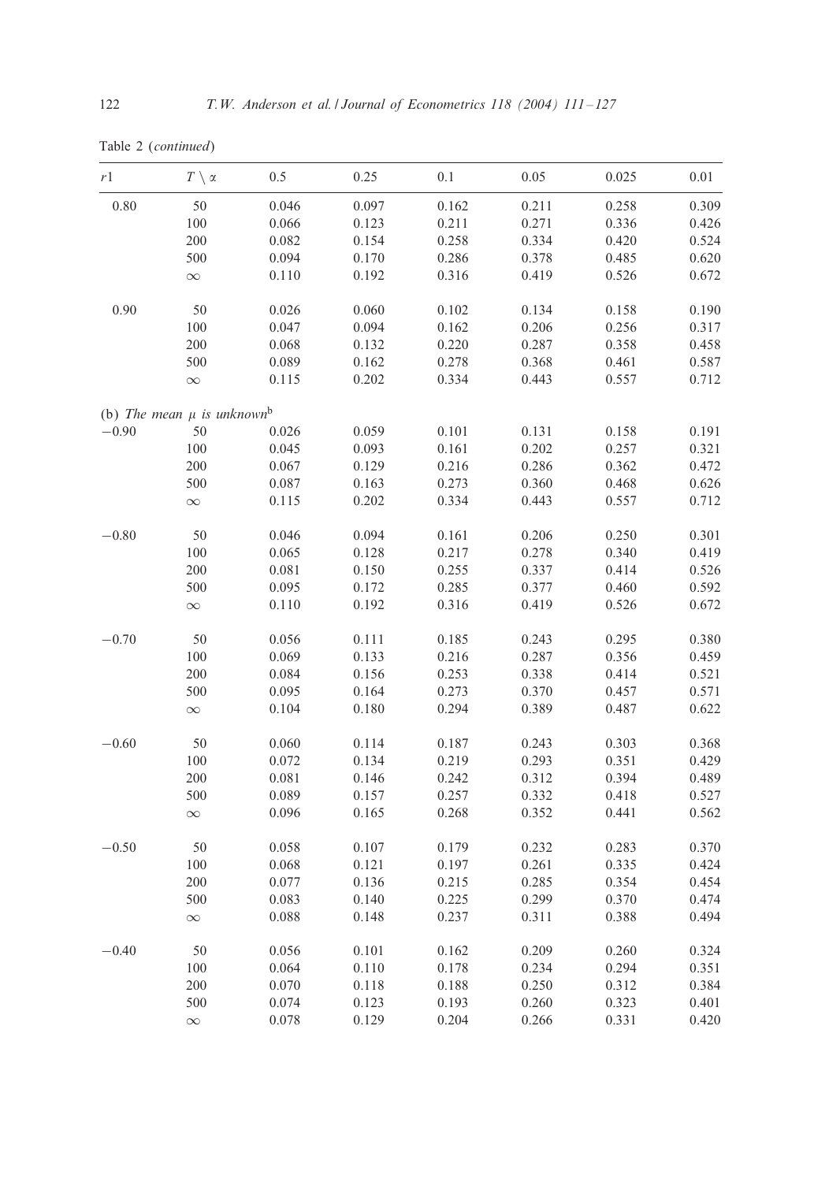Table 2 (*continued*)

| $r1$ | $T \setminus \alpha$ | 0.5 | 0.25 | 0.1 | 0.05 | 0.025 | 0.01 |
|---|---|---|---|---|---|---|---|
| 0.80 | 50 | 0.046 | 0.097 | 0.162 | 0.211 | 0.258 | 0.309 |
| | 100 | 0.066 | 0.123 | 0.211 | 0.271 | 0.336 | 0.426 |
| | 200 | 0.082 | 0.154 | 0.258 | 0.334 | 0.420 | 0.524 |
| | 500 | 0.094 | 0.170 | 0.286 | 0.378 | 0.485 | 0.620 |
| | $\infty$ | 0.110 | 0.192 | 0.316 | 0.419 | 0.526 | 0.672 |
| 0.90 | 50 | 0.026 | 0.060 | 0.102 | 0.134 | 0.158 | 0.190 |
| | 100 | 0.047 | 0.094 | 0.162 | 0.206 | 0.256 | 0.317 |
| | 200 | 0.068 | 0.132 | 0.220 | 0.287 | 0.358 | 0.458 |
| | 500 | 0.089 | 0.162 | 0.278 | 0.368 | 0.461 | 0.587 |
| | $\infty$ | 0.115 | 0.202 | 0.334 | 0.443 | 0.557 | 0.712 |
| (b) *The mean $\mu$ is unknown*[b] | | | | | | | |
| −0.90 | 50 | 0.026 | 0.059 | 0.101 | 0.131 | 0.158 | 0.191 |
| | 100 | 0.045 | 0.093 | 0.161 | 0.202 | 0.257 | 0.321 |
| | 200 | 0.067 | 0.129 | 0.216 | 0.286 | 0.362 | 0.472 |
| | 500 | 0.087 | 0.163 | 0.273 | 0.360 | 0.468 | 0.626 |
| | $\infty$ | 0.115 | 0.202 | 0.334 | 0.443 | 0.557 | 0.712 |
| −0.80 | 50 | 0.046 | 0.094 | 0.161 | 0.206 | 0.250 | 0.301 |
| | 100 | 0.065 | 0.128 | 0.217 | 0.278 | 0.340 | 0.419 |
| | 200 | 0.081 | 0.150 | 0.255 | 0.337 | 0.414 | 0.526 |
| | 500 | 0.095 | 0.172 | 0.285 | 0.377 | 0.460 | 0.592 |
| | $\infty$ | 0.110 | 0.192 | 0.316 | 0.419 | 0.526 | 0.672 |
| −0.70 | 50 | 0.056 | 0.111 | 0.185 | 0.243 | 0.295 | 0.380 |
| | 100 | 0.069 | 0.133 | 0.216 | 0.287 | 0.356 | 0.459 |
| | 200 | 0.084 | 0.156 | 0.253 | 0.338 | 0.414 | 0.521 |
| | 500 | 0.095 | 0.164 | 0.273 | 0.370 | 0.457 | 0.571 |
| | $\infty$ | 0.104 | 0.180 | 0.294 | 0.389 | 0.487 | 0.622 |
| −0.60 | 50 | 0.060 | 0.114 | 0.187 | 0.243 | 0.303 | 0.368 |
| | 100 | 0.072 | 0.134 | 0.219 | 0.293 | 0.351 | 0.429 |
| | 200 | 0.081 | 0.146 | 0.242 | 0.312 | 0.394 | 0.489 |
| | 500 | 0.089 | 0.157 | 0.257 | 0.332 | 0.418 | 0.527 |
| | $\infty$ | 0.096 | 0.165 | 0.268 | 0.352 | 0.441 | 0.562 |
| −0.50 | 50 | 0.058 | 0.107 | 0.179 | 0.232 | 0.283 | 0.370 |
| | 100 | 0.068 | 0.121 | 0.197 | 0.261 | 0.335 | 0.424 |
| | 200 | 0.077 | 0.136 | 0.215 | 0.285 | 0.354 | 0.454 |
| | 500 | 0.083 | 0.140 | 0.225 | 0.299 | 0.370 | 0.474 |
| | $\infty$ | 0.088 | 0.148 | 0.237 | 0.311 | 0.388 | 0.494 |
| −0.40 | 50 | 0.056 | 0.101 | 0.162 | 0.209 | 0.260 | 0.324 |
| | 100 | 0.064 | 0.110 | 0.178 | 0.234 | 0.294 | 0.351 |
| | 200 | 0.070 | 0.118 | 0.188 | 0.250 | 0.312 | 0.384 |
| | 500 | 0.074 | 0.123 | 0.193 | 0.260 | 0.323 | 0.401 |
| | $\infty$ | 0.078 | 0.129 | 0.204 | 0.266 | 0.331 | 0.420 |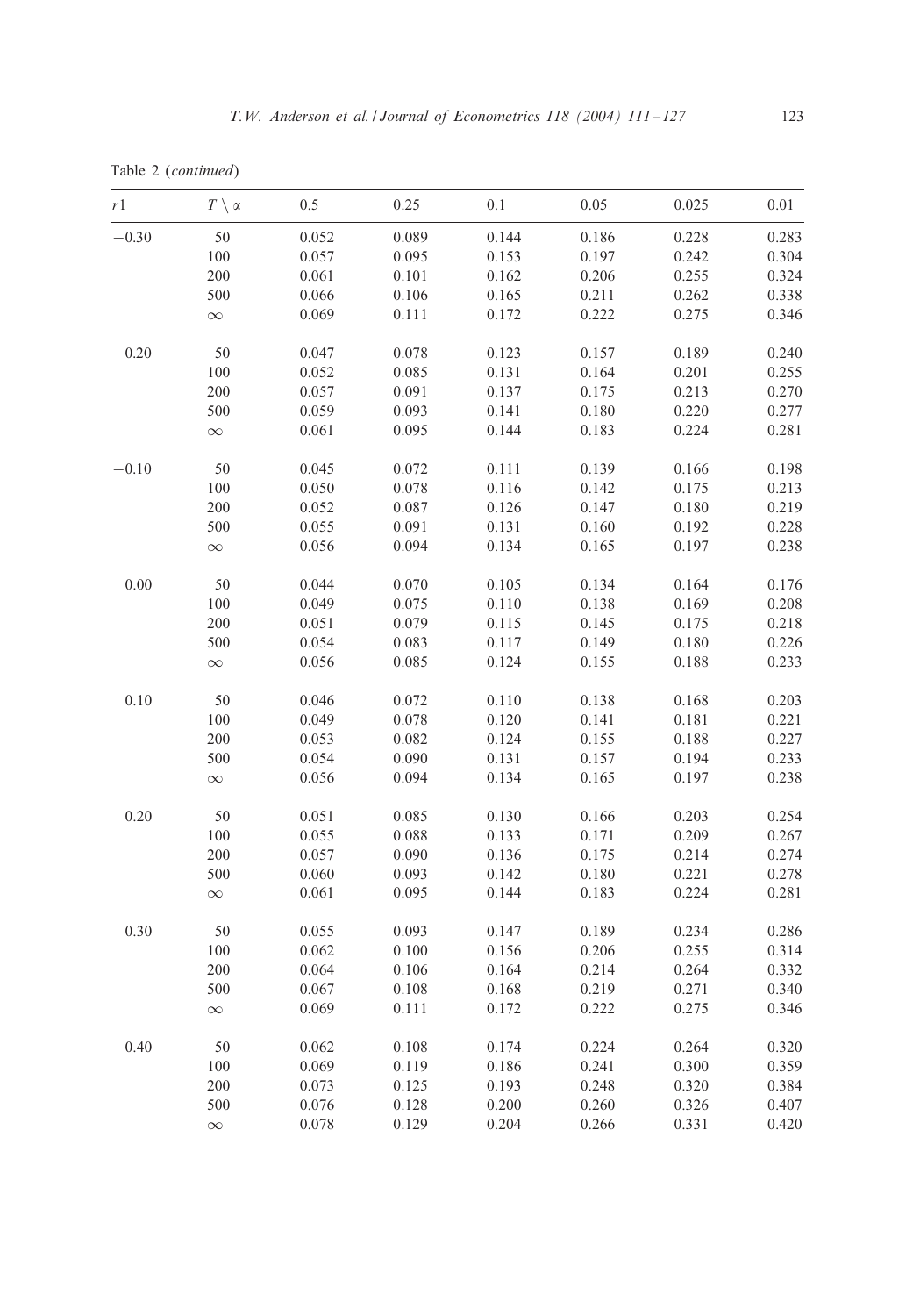Table 2 (*continued*)

| $r1$ | $T \setminus \alpha$ | 0.5 | 0.25 | 0.1 | 0.05 | 0.025 | 0.01 |
|---|---|---|---|---|---|---|---|
| −0.30 | 50 | 0.052 | 0.089 | 0.144 | 0.186 | 0.228 | 0.283 |
| | 100 | 0.057 | 0.095 | 0.153 | 0.197 | 0.242 | 0.304 |
| | 200 | 0.061 | 0.101 | 0.162 | 0.206 | 0.255 | 0.324 |
| | 500 | 0.066 | 0.106 | 0.165 | 0.211 | 0.262 | 0.338 |
| | $\infty$ | 0.069 | 0.111 | 0.172 | 0.222 | 0.275 | 0.346 |
| −0.20 | 50 | 0.047 | 0.078 | 0.123 | 0.157 | 0.189 | 0.240 |
| | 100 | 0.052 | 0.085 | 0.131 | 0.164 | 0.201 | 0.255 |
| | 200 | 0.057 | 0.091 | 0.137 | 0.175 | 0.213 | 0.270 |
| | 500 | 0.059 | 0.093 | 0.141 | 0.180 | 0.220 | 0.277 |
| | $\infty$ | 0.061 | 0.095 | 0.144 | 0.183 | 0.224 | 0.281 |
| −0.10 | 50 | 0.045 | 0.072 | 0.111 | 0.139 | 0.166 | 0.198 |
| | 100 | 0.050 | 0.078 | 0.116 | 0.142 | 0.175 | 0.213 |
| | 200 | 0.052 | 0.087 | 0.126 | 0.147 | 0.180 | 0.219 |
| | 500 | 0.055 | 0.091 | 0.131 | 0.160 | 0.192 | 0.228 |
| | $\infty$ | 0.056 | 0.094 | 0.134 | 0.165 | 0.197 | 0.238 |
| 0.00 | 50 | 0.044 | 0.070 | 0.105 | 0.134 | 0.164 | 0.176 |
| | 100 | 0.049 | 0.075 | 0.110 | 0.138 | 0.169 | 0.208 |
| | 200 | 0.051 | 0.079 | 0.115 | 0.145 | 0.175 | 0.218 |
| | 500 | 0.054 | 0.083 | 0.117 | 0.149 | 0.180 | 0.226 |
| | $\infty$ | 0.056 | 0.085 | 0.124 | 0.155 | 0.188 | 0.233 |
| 0.10 | 50 | 0.046 | 0.072 | 0.110 | 0.138 | 0.168 | 0.203 |
| | 100 | 0.049 | 0.078 | 0.120 | 0.141 | 0.181 | 0.221 |
| | 200 | 0.053 | 0.082 | 0.124 | 0.155 | 0.188 | 0.227 |
| | 500 | 0.054 | 0.090 | 0.131 | 0.157 | 0.194 | 0.233 |
| | $\infty$ | 0.056 | 0.094 | 0.134 | 0.165 | 0.197 | 0.238 |
| 0.20 | 50 | 0.051 | 0.085 | 0.130 | 0.166 | 0.203 | 0.254 |
| | 100 | 0.055 | 0.088 | 0.133 | 0.171 | 0.209 | 0.267 |
| | 200 | 0.057 | 0.090 | 0.136 | 0.175 | 0.214 | 0.274 |
| | 500 | 0.060 | 0.093 | 0.142 | 0.180 | 0.221 | 0.278 |
| | $\infty$ | 0.061 | 0.095 | 0.144 | 0.183 | 0.224 | 0.281 |
| 0.30 | 50 | 0.055 | 0.093 | 0.147 | 0.189 | 0.234 | 0.286 |
| | 100 | 0.062 | 0.100 | 0.156 | 0.206 | 0.255 | 0.314 |
| | 200 | 0.064 | 0.106 | 0.164 | 0.214 | 0.264 | 0.332 |
| | 500 | 0.067 | 0.108 | 0.168 | 0.219 | 0.271 | 0.340 |
| | $\infty$ | 0.069 | 0.111 | 0.172 | 0.222 | 0.275 | 0.346 |
| 0.40 | 50 | 0.062 | 0.108 | 0.174 | 0.224 | 0.264 | 0.320 |
| | 100 | 0.069 | 0.119 | 0.186 | 0.241 | 0.300 | 0.359 |
| | 200 | 0.073 | 0.125 | 0.193 | 0.248 | 0.320 | 0.384 |
| | 500 | 0.076 | 0.128 | 0.200 | 0.260 | 0.326 | 0.407 |
| | $\infty$ | 0.078 | 0.129 | 0.204 | 0.266 | 0.331 | 0.420 |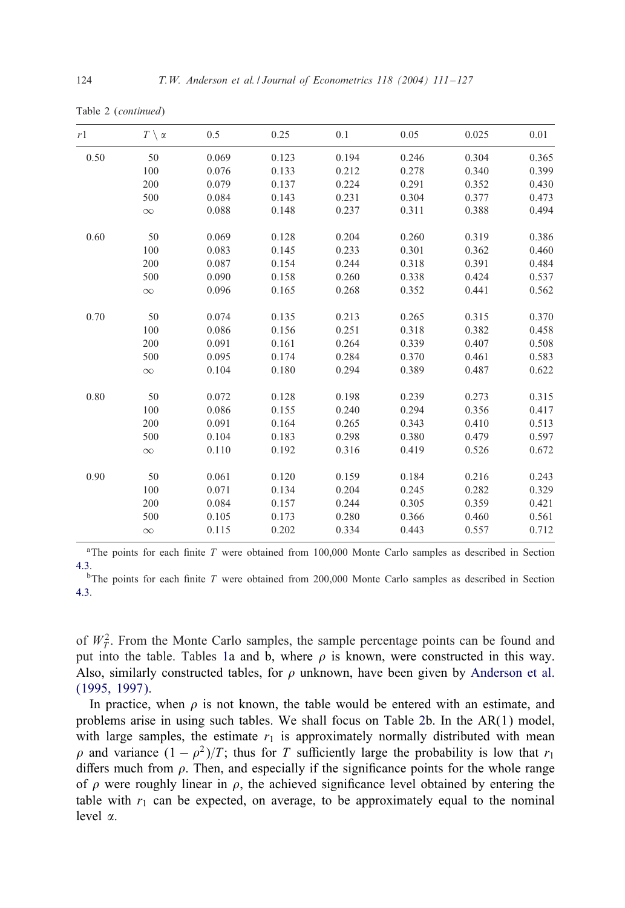Table 2 (*continued*)

| $r1$ | $T \setminus \alpha$ | 0.5 | 0.25 | 0.1 | 0.05 | 0.025 | 0.01 |
|---|---|---|---|---|---|---|---|
| 0.50 | 50 | 0.069 | 0.123 | 0.194 | 0.246 | 0.304 | 0.365 |
| | 100 | 0.076 | 0.133 | 0.212 | 0.278 | 0.340 | 0.399 |
| | 200 | 0.079 | 0.137 | 0.224 | 0.291 | 0.352 | 0.430 |
| | 500 | 0.084 | 0.143 | 0.231 | 0.304 | 0.377 | 0.473 |
| | $\infty$ | 0.088 | 0.148 | 0.237 | 0.311 | 0.388 | 0.494 |
| 0.60 | 50 | 0.069 | 0.128 | 0.204 | 0.260 | 0.319 | 0.386 |
| | 100 | 0.083 | 0.145 | 0.233 | 0.301 | 0.362 | 0.460 |
| | 200 | 0.087 | 0.154 | 0.244 | 0.318 | 0.391 | 0.484 |
| | 500 | 0.090 | 0.158 | 0.260 | 0.338 | 0.424 | 0.537 |
| | $\infty$ | 0.096 | 0.165 | 0.268 | 0.352 | 0.441 | 0.562 |
| 0.70 | 50 | 0.074 | 0.135 | 0.213 | 0.265 | 0.315 | 0.370 |
| | 100 | 0.086 | 0.156 | 0.251 | 0.318 | 0.382 | 0.458 |
| | 200 | 0.091 | 0.161 | 0.264 | 0.339 | 0.407 | 0.508 |
| | 500 | 0.095 | 0.174 | 0.284 | 0.370 | 0.461 | 0.583 |
| | $\infty$ | 0.104 | 0.180 | 0.294 | 0.389 | 0.487 | 0.622 |
| 0.80 | 50 | 0.072 | 0.128 | 0.198 | 0.239 | 0.273 | 0.315 |
| | 100 | 0.086 | 0.155 | 0.240 | 0.294 | 0.356 | 0.417 |
| | 200 | 0.091 | 0.164 | 0.265 | 0.343 | 0.410 | 0.513 |
| | 500 | 0.104 | 0.183 | 0.298 | 0.380 | 0.479 | 0.597 |
| | $\infty$ | 0.110 | 0.192 | 0.316 | 0.419 | 0.526 | 0.672 |
| 0.90 | 50 | 0.061 | 0.120 | 0.159 | 0.184 | 0.216 | 0.243 |
| | 100 | 0.071 | 0.134 | 0.204 | 0.245 | 0.282 | 0.329 |
| | 200 | 0.084 | 0.157 | 0.244 | 0.305 | 0.359 | 0.421 |
| | 500 | 0.105 | 0.173 | 0.280 | 0.366 | 0.460 | 0.561 |
| | $\infty$ | 0.115 | 0.202 | 0.334 | 0.443 | 0.557 | 0.712 |

[a]The points for each finite $T$ were obtained from 100,000 Monte Carlo samples as described in Section 4.3.

[b]The points for each finite $T$ were obtained from 200,000 Monte Carlo samples as described in Section 4.3.

of $W_T^2$. From the Monte Carlo samples, the sample percentage points can be found and put into the table. Tables 1a and b, where $\rho$ is known, were constructed in this way. Also, similarly constructed tables, for $\rho$ unknown, have been given by Anderson et al. (1995, 1997).

In practice, when $\rho$ is not known, the table would be entered with an estimate, and problems arise in using such tables. We shall focus on Table 2b. In the AR(1) model, with large samples, the estimate $r_1$ is approximately normally distributed with mean $\rho$ and variance $(1-\rho^2)/T$; thus for $T$ sufficiently large the probability is low that $r_1$ differs much from $\rho$. Then, and especially if the significance points for the whole range of $\rho$ were roughly linear in $\rho$, the achieved significance level obtained by entering the table with $r_1$ can be expected, on average, to be approximately equal to the nominal level $\alpha$.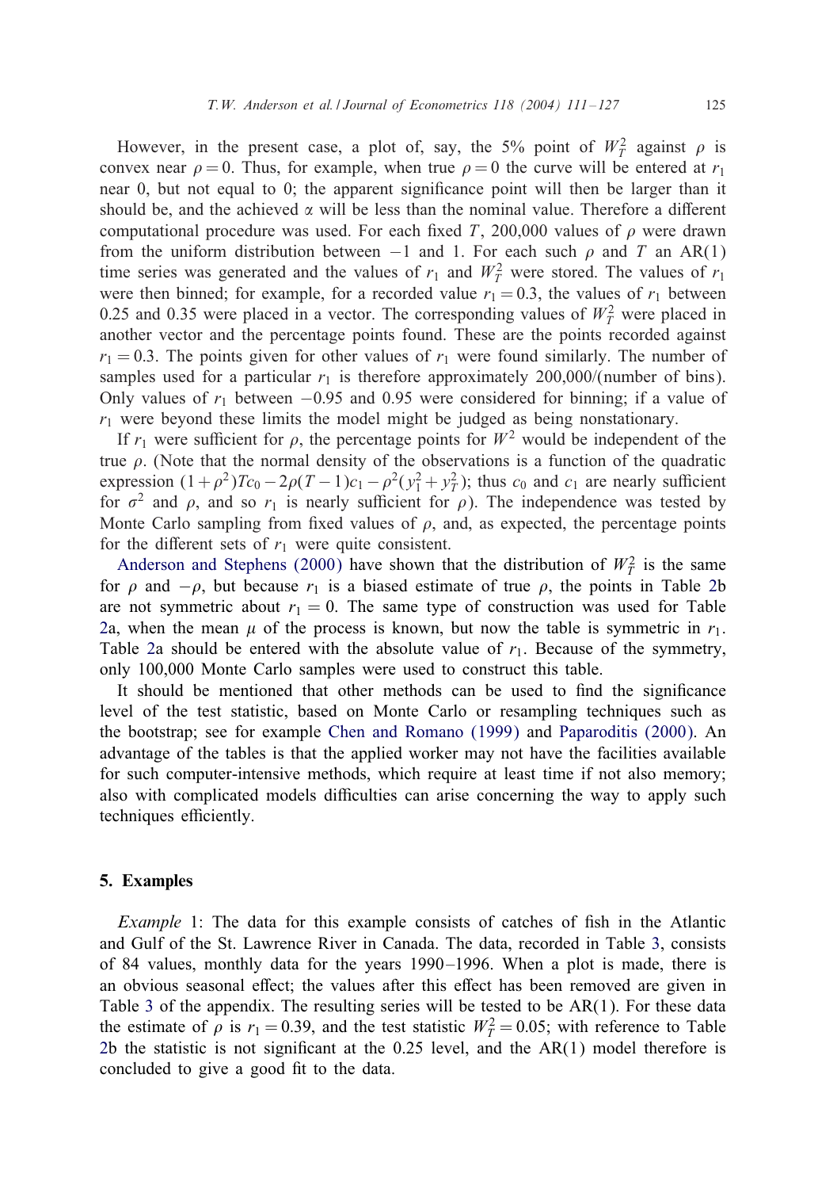However, in the present case, a plot of, say, the 5% point of $W_T^2$ against $\rho$ is convex near $\rho = 0$. Thus, for example, when true $\rho = 0$ the curve will be entered at $r_1$ near 0, but not equal to 0; the apparent significance point will then be larger than it should be, and the achieved $\alpha$ will be less than the nominal value. Therefore a different computational procedure was used. For each fixed $T$, 200,000 values of $\rho$ were drawn from the uniform distribution between $-1$ and 1. For each such $\rho$ and $T$ an AR(1) time series was generated and the values of $r_1$ and $W_T^2$ were stored. The values of $r_1$ were then binned; for example, for a recorded value $r_1 = 0.3$, the values of $r_1$ between 0.25 and 0.35 were placed in a vector. The corresponding values of $W_T^2$ were placed in another vector and the percentage points found. These are the points recorded against $r_1 = 0.3$. The points given for other values of $r_1$ were found similarly. The number of samples used for a particular $r_1$ is therefore approximately 200,000/(number of bins). Only values of $r_1$ between $-0.95$ and 0.95 were considered for binning; if a value of $r_1$ were beyond these limits the model might be judged as being nonstationary.

If $r_1$ were sufficient for $\rho$, the percentage points for $W^2$ would be independent of the true $\rho$. (Note that the normal density of the observations is a function of the quadratic expression $(1+\rho^2)Tc_0 - 2\rho(T-1)c_1 - \rho^2(y_1^2 + y_T^2)$; thus $c_0$ and $c_1$ are nearly sufficient for $\sigma^2$ and $\rho$, and so $r_1$ is nearly sufficient for $\rho$). The independence was tested by Monte Carlo sampling from fixed values of $\rho$, and, as expected, the percentage points for the different sets of $r_1$ were quite consistent.

Anderson and Stephens (2000) have shown that the distribution of $W_T^2$ is the same for $\rho$ and $-\rho$, but because $r_1$ is a biased estimate of true $\rho$, the points in Table 2b are not symmetric about $r_1 = 0$. The same type of construction was used for Table 2a, when the mean $\mu$ of the process is known, but now the table is symmetric in $r_1$. Table 2a should be entered with the absolute value of $r_1$. Because of the symmetry, only 100,000 Monte Carlo samples were used to construct this table.

It should be mentioned that other methods can be used to find the significance level of the test statistic, based on Monte Carlo or resampling techniques such as the bootstrap; see for example Chen and Romano (1999) and Paparoditis (2000). An advantage of the tables is that the applied worker may not have the facilities available for such computer-intensive methods, which require at least time if not also memory; also with complicated models difficulties can arise concerning the way to apply such techniques efficiently.

## 5. Examples

*Example* 1: The data for this example consists of catches of fish in the Atlantic and Gulf of the St. Lawrence River in Canada. The data, recorded in Table 3, consists of 84 values, monthly data for the years 1990–1996. When a plot is made, there is an obvious seasonal effect; the values after this effect has been removed are given in Table 3 of the appendix. The resulting series will be tested to be AR(1). For these data the estimate of $\rho$ is $r_1 = 0.39$, and the test statistic $W_T^2 = 0.05$; with reference to Table 2b the statistic is not significant at the 0.25 level, and the AR(1) model therefore is concluded to give a good fit to the data.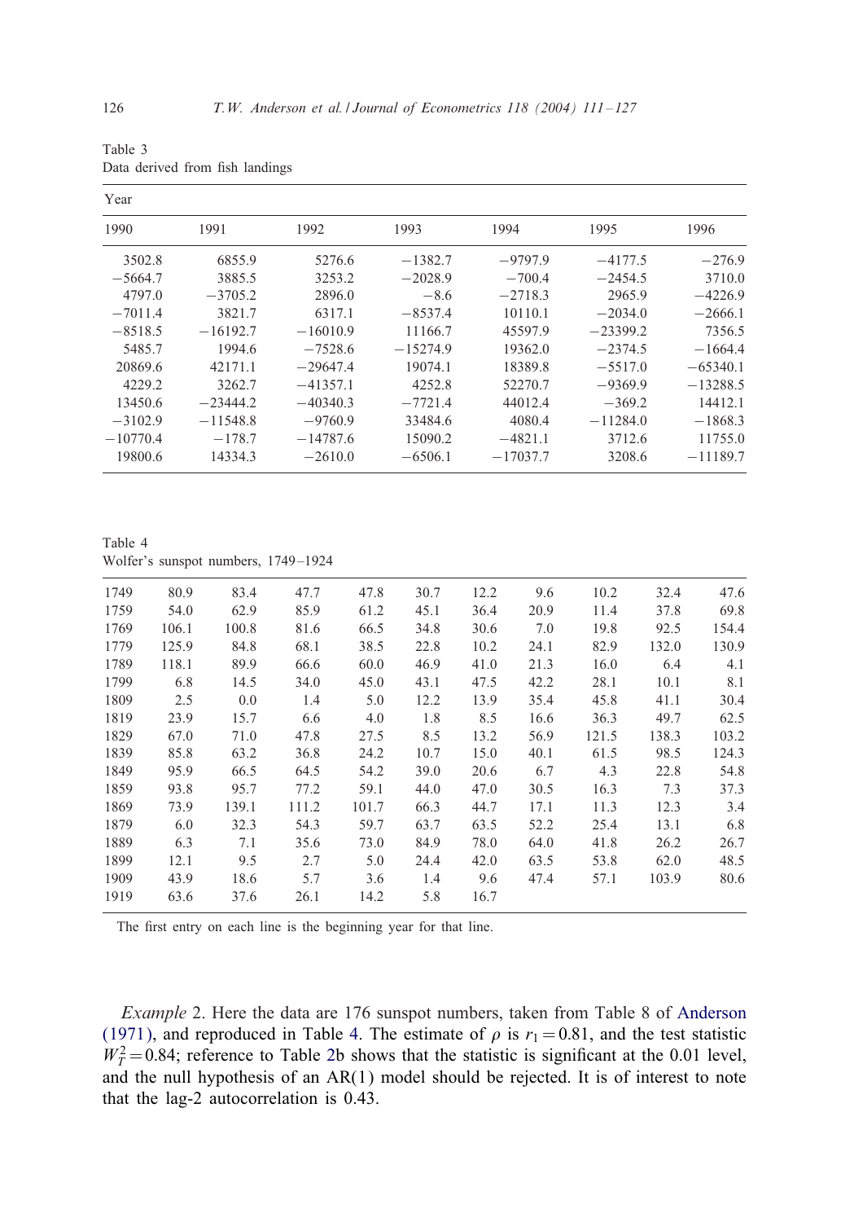Table 3
Data derived from fish landings

| Year | | | | | | |
|---|---|---|---|---|---|---|
| 1990 | 1991 | 1992 | 1993 | 1994 | 1995 | 1996 |
| 3502.8 | 6855.9 | 5276.6 | −1382.7 | −9797.9 | −4177.5 | −276.9 |
| −5664.7 | 3885.5 | 3253.2 | −2028.9 | −700.4 | −2454.5 | 3710.0 |
| 4797.0 | −3705.2 | 2896.0 | −8.6 | −2718.3 | 2965.9 | −4226.9 |
| −7011.4 | 3821.7 | 6317.1 | −8537.4 | 10110.1 | −2034.0 | −2666.1 |
| −8518.5 | −16192.7 | −16010.9 | 11166.7 | 45597.9 | −23399.2 | 7356.5 |
| 5485.7 | 1994.6 | −7528.6 | −15274.9 | 19362.0 | −2374.5 | −1664.4 |
| 20869.6 | 42171.1 | −29647.4 | 19074.1 | 18389.8 | −5517.0 | −65340.1 |
| 4229.2 | 3262.7 | −41357.1 | 4252.8 | 52270.7 | −9369.9 | −13288.5 |
| 13450.6 | −23444.2 | −40340.3 | −7721.4 | 44012.4 | −369.2 | 14412.1 |
| −3102.9 | −11548.8 | −9760.9 | 33484.6 | 4080.4 | −11284.0 | −1868.3 |
| −10770.4 | −178.7 | −14787.6 | 15090.2 | −4821.1 | 3712.6 | 11755.0 |
| 19800.6 | 14334.3 | −2610.0 | −6506.1 | −17037.7 | 3208.6 | −11189.7 |

Table 4
Wolfer's sunspot numbers, 1749–1924

| | | | | | | | | | | |
|---|---|---|---|---|---|---|---|---|---|---|
| 1749 | 80.9 | 83.4 | 47.7 | 47.8 | 30.7 | 12.2 | 9.6 | 10.2 | 32.4 | 47.6 |
| 1759 | 54.0 | 62.9 | 85.9 | 61.2 | 45.1 | 36.4 | 20.9 | 11.4 | 37.8 | 69.8 |
| 1769 | 106.1 | 100.8 | 81.6 | 66.5 | 34.8 | 30.6 | 7.0 | 19.8 | 92.5 | 154.4 |
| 1779 | 125.9 | 84.8 | 68.1 | 38.5 | 22.8 | 10.2 | 24.1 | 82.9 | 132.0 | 130.9 |
| 1789 | 118.1 | 89.9 | 66.6 | 60.0 | 46.9 | 41.0 | 21.3 | 16.0 | 6.4 | 4.1 |
| 1799 | 6.8 | 14.5 | 34.0 | 45.0 | 43.1 | 47.5 | 42.2 | 28.1 | 10.1 | 8.1 |
| 1809 | 2.5 | 0.0 | 1.4 | 5.0 | 12.2 | 13.9 | 35.4 | 45.8 | 41.1 | 30.4 |
| 1819 | 23.9 | 15.7 | 6.6 | 4.0 | 1.8 | 8.5 | 16.6 | 36.3 | 49.7 | 62.5 |
| 1829 | 67.0 | 71.0 | 47.8 | 27.5 | 8.5 | 13.2 | 56.9 | 121.5 | 138.3 | 103.2 |
| 1839 | 85.8 | 63.2 | 36.8 | 24.2 | 10.7 | 15.0 | 40.1 | 61.5 | 98.5 | 124.3 |
| 1849 | 95.9 | 66.5 | 64.5 | 54.2 | 39.0 | 20.6 | 6.7 | 4.3 | 22.8 | 54.8 |
| 1859 | 93.8 | 95.7 | 77.2 | 59.1 | 44.0 | 47.0 | 30.5 | 16.3 | 7.3 | 37.3 |
| 1869 | 73.9 | 139.1 | 111.2 | 101.7 | 66.3 | 44.7 | 17.1 | 11.3 | 12.3 | 3.4 |
| 1879 | 6.0 | 32.3 | 54.3 | 59.7 | 63.7 | 63.5 | 52.2 | 25.4 | 13.1 | 6.8 |
| 1889 | 6.3 | 7.1 | 35.6 | 73.0 | 84.9 | 78.0 | 64.0 | 41.8 | 26.2 | 26.7 |
| 1899 | 12.1 | 9.5 | 2.7 | 5.0 | 24.4 | 42.0 | 63.5 | 53.8 | 62.0 | 48.5 |
| 1909 | 43.9 | 18.6 | 5.7 | 3.6 | 1.4 | 9.6 | 47.4 | 57.1 | 103.9 | 80.6 |
| 1919 | 63.6 | 37.6 | 26.1 | 14.2 | 5.8 | 16.7 | | | | |

The first entry on each line is the beginning year for that line.

*Example* 2. Here the data are 176 sunspot numbers, taken from Table 8 of Anderson (1971), and reproduced in Table 4. The estimate of $\rho$ is $r_1 = 0.81$, and the test statistic $W_T^2 = 0.84$; reference to Table 2b shows that the statistic is significant at the 0.01 level, and the null hypothesis of an AR(1) model should be rejected. It is of interest to note that the lag-2 autocorrelation is 0.43.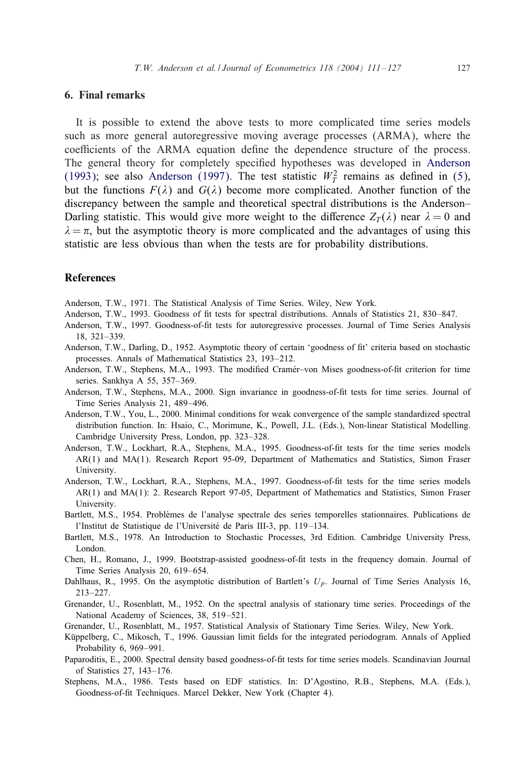## 6. Final remarks

It is possible to extend the above tests to more complicated time series models such as more general autoregressive moving average processes (ARMA), where the coefficients of the ARMA equation define the dependence structure of the process. The general theory for completely specified hypotheses was developed in Anderson (1993); see also Anderson (1997). The test statistic $W_T^2$ remains as defined in (5), but the functions $F(\lambda)$ and $G(\lambda)$ become more complicated. Another function of the discrepancy between the sample and theoretical spectral distributions is the Anderson–Darling statistic. This would give more weight to the difference $Z_T(\lambda)$ near $\lambda = 0$ and $\lambda = \pi$, but the asymptotic theory is more complicated and the advantages of using this statistic are less obvious than when the tests are for probability distributions.

## References

Anderson, T.W., 1971. The Statistical Analysis of Time Series. Wiley, New York.

Anderson, T.W., 1993. Goodness of fit tests for spectral distributions. Annals of Statistics 21, 830–847.

Anderson, T.W., 1997. Goodness-of-fit tests for autoregressive processes. Journal of Time Series Analysis 18, 321–339.

Anderson, T.W., Darling, D., 1952. Asymptotic theory of certain 'goodness of fit' criteria based on stochastic processes. Annals of Mathematical Statistics 23, 193–212.

Anderson, T.W., Stephens, M.A., 1993. The modified Cramér–von Mises goodness-of-fit criterion for time series. Sankhya A 55, 357–369.

Anderson, T.W., Stephens, M.A., 2000. Sign invariance in goodness-of-fit tests for time series. Journal of Time Series Analysis 21, 489–496.

Anderson, T.W., You, L., 2000. Minimal conditions for weak convergence of the sample standardized spectral distribution function. In: Hsaio, C., Morimune, K., Powell, J.L. (Eds.), Non-linear Statistical Modelling. Cambridge University Press, London, pp. 323–328.

Anderson, T.W., Lockhart, R.A., Stephens, M.A., 1995. Goodness-of-fit tests for the time series models AR(1) and MA(1). Research Report 95-09, Department of Mathematics and Statistics, Simon Fraser University.

Anderson, T.W., Lockhart, R.A., Stephens, M.A., 1997. Goodness-of-fit tests for the time series models AR(1) and MA(1): 2. Research Report 97-05, Department of Mathematics and Statistics, Simon Fraser University.

Bartlett, M.S., 1954. Problèmes de l'analyse spectrale des series temporelles stationnaires. Publications de l'Institut de Statistique de l'Université de Paris III-3, pp. 119–134.

Bartlett, M.S., 1978. An Introduction to Stochastic Processes, 3rd Edition. Cambridge University Press, London.

Chen, H., Romano, J., 1999. Bootstrap-assisted goodness-of-fit tests in the frequency domain. Journal of Time Series Analysis 20, 619–654.

Dahlhaus, R., 1995. On the asymptotic distribution of Bartlett's $U_p$. Journal of Time Series Analysis 16, 213–227.

Grenander, U., Rosenblatt, M., 1952. On the spectral analysis of stationary time series. Proceedings of the National Academy of Sciences, 38, 519–521.

Grenander, U., Rosenblatt, M., 1957. Statistical Analysis of Stationary Time Series. Wiley, New York.

Küppelberg, C., Mikosch, T., 1996. Gaussian limit fields for the integrated periodogram. Annals of Applied Probability 6, 969–991.

Paparoditis, E., 2000. Spectral density based goodness-of-fit tests for time series models. Scandinavian Journal of Statistics 27, 143–176.

Stephens, M.A., 1986. Tests based on EDF statistics. In: D'Agostino, R.B., Stephens, M.A. (Eds.), Goodness-of-fit Techniques. Marcel Dekker, New York (Chapter 4).